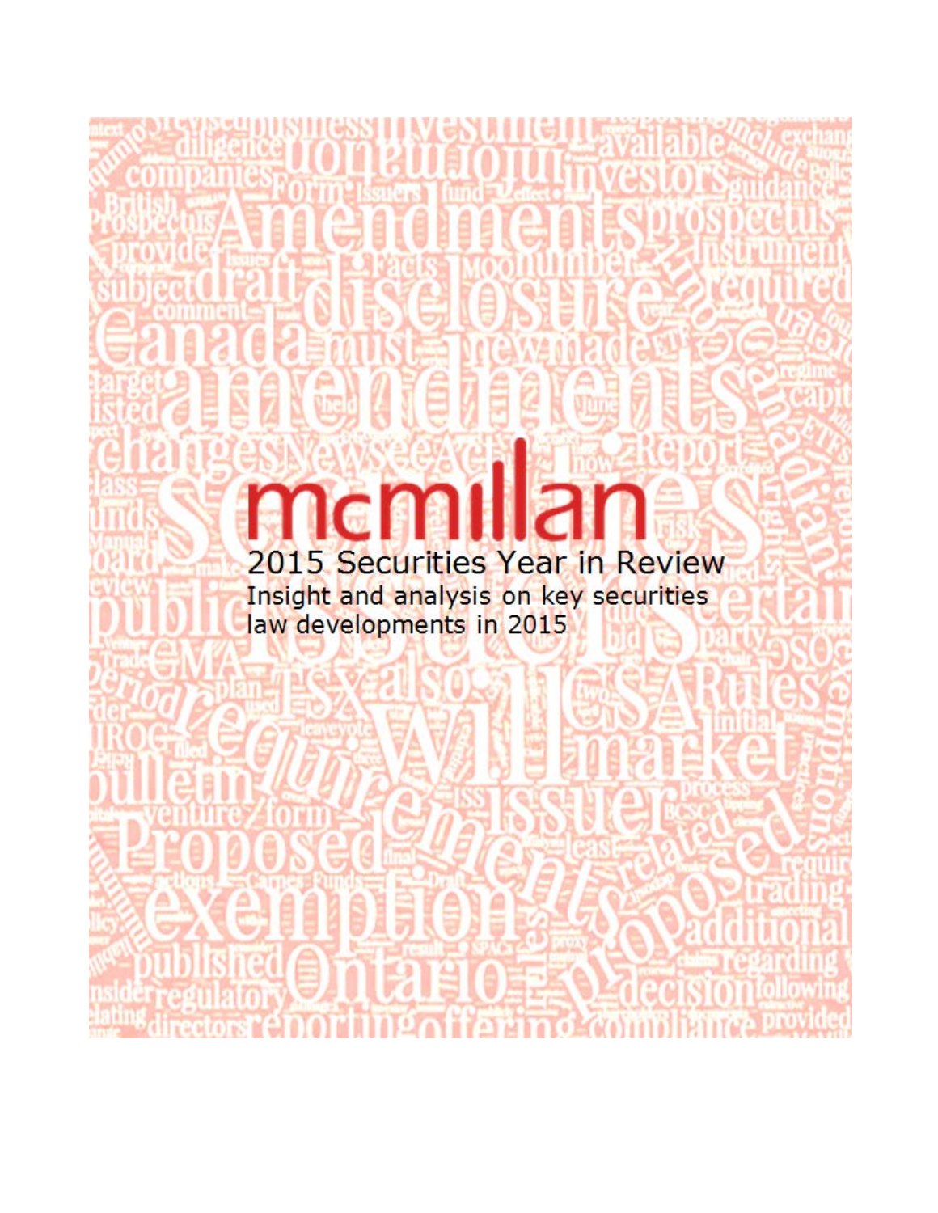# mcmillan

## 2015 Securities Year in Review

Insight and analysis on key securities law developments in 2015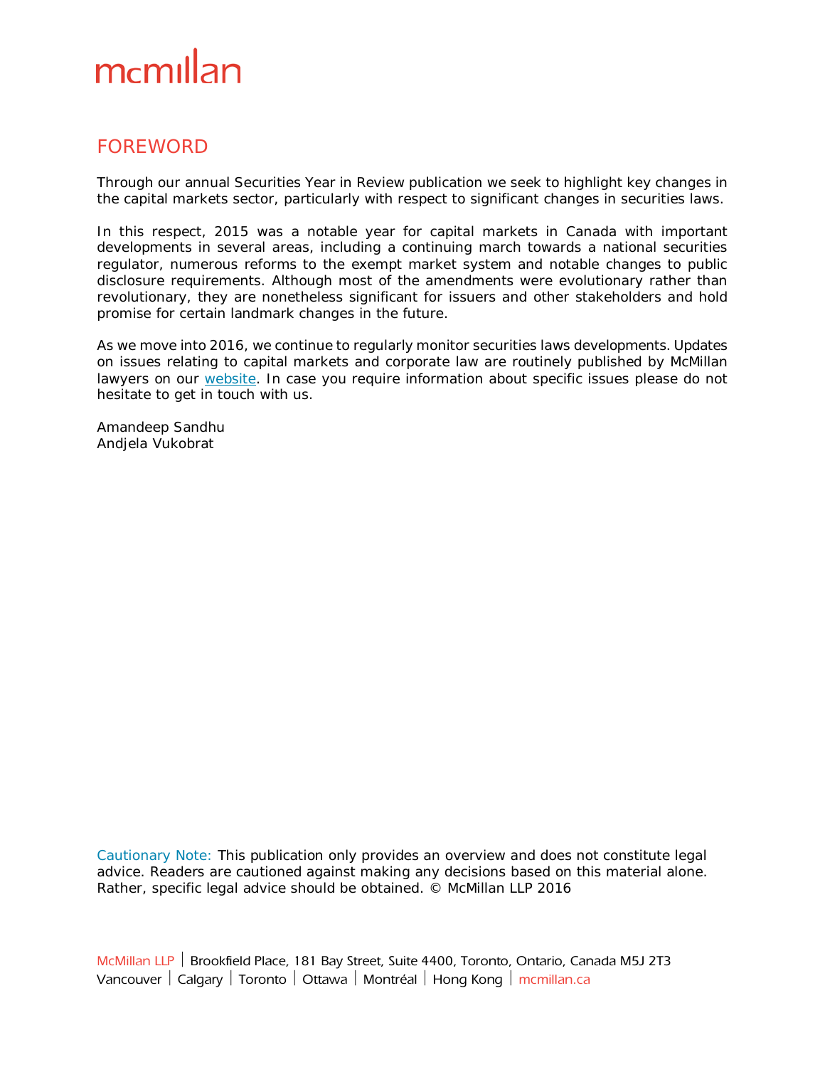# FOREWORD

Through our annual Securities Year in Review publication we seek to highlight key changes in the capital markets sector, particularly with respect to significant changes in securities laws.

In this respect, 2015 was a notable year for capital markets in Canada with important developments in several areas, including a continuing march towards a national securities regulator, numerous reforms to the exempt market system and notable changes to public disclosure requirements. Although most of the amendments were evolutionary rather than revolutionary, they are nonetheless significant for issuers and other stakeholders and hold promise for certain landmark changes in the future.

As we move into 2016, we continue to regularly monitor securities laws developments. Updates on issues relating to capital markets and corporate law are routinely published by McMillan lawyers on our website. In case you require information about specific issues please do not hesitate to get in touch with us.

Amandeep Sandhu
Andjela Vukobrat

Cautionary Note: This publication only provides an overview and does not constitute legal advice. Readers are cautioned against making any decisions based on this material alone. Rather, specific legal advice should be obtained. © McMillan LLP 2016

McMillan LLP | Brookfield Place, 181 Bay Street, Suite 4400, Toronto, Ontario, Canada M5J 2T3
Vancouver | Calgary | Toronto | Ottawa | Montréal | Hong Kong | mcmillan.ca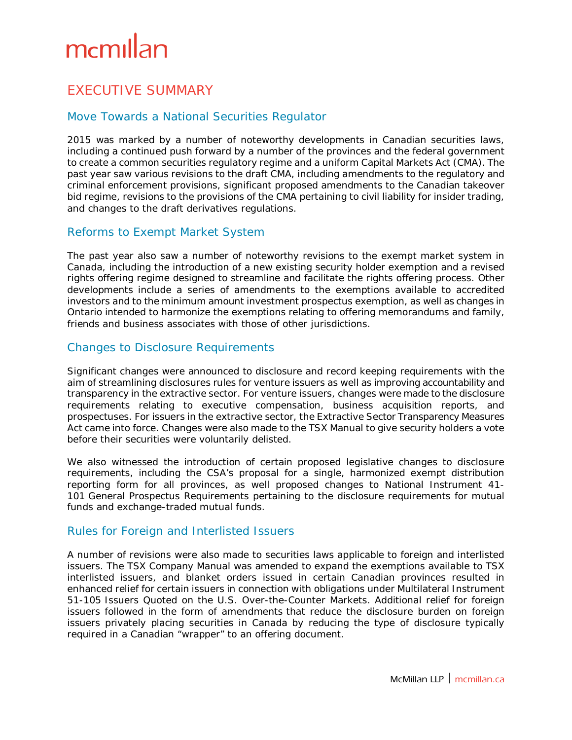# EXECUTIVE SUMMARY

## Move Towards a National Securities Regulator

2015 was marked by a number of noteworthy developments in Canadian securities laws, including a continued push forward by a number of the provinces and the federal government to create a common securities regulatory regime and a uniform Capital Markets Act (CMA). The past year saw various revisions to the draft CMA, including amendments to the regulatory and criminal enforcement provisions, significant proposed amendments to the Canadian takeover bid regime, revisions to the provisions of the CMA pertaining to civil liability for insider trading, and changes to the draft derivatives regulations.

## Reforms to Exempt Market System

The past year also saw a number of noteworthy revisions to the exempt market system in Canada, including the introduction of a new existing security holder exemption and a revised rights offering regime designed to streamline and facilitate the rights offering process. Other developments include a series of amendments to the exemptions available to accredited investors and to the minimum amount investment prospectus exemption, as well as changes in Ontario intended to harmonize the exemptions relating to offering memorandums and family, friends and business associates with those of other jurisdictions.

## Changes to Disclosure Requirements

Significant changes were announced to disclosure and record keeping requirements with the aim of streamlining disclosures rules for venture issuers as well as improving accountability and transparency in the extractive sector. For venture issuers, changes were made to the disclosure requirements relating to executive compensation, business acquisition reports, and prospectuses. For issuers in the extractive sector, the Extractive Sector Transparency Measures Act came into force. Changes were also made to the TSX Manual to give security holders a vote before their securities were voluntarily delisted.

We also witnessed the introduction of certain proposed legislative changes to disclosure requirements, including the CSA's proposal for a single, harmonized exempt distribution reporting form for all provinces, as well proposed changes to National Instrument 41-101 General Prospectus Requirements pertaining to the disclosure requirements for mutual funds and exchange-traded mutual funds.

## Rules for Foreign and Interlisted Issuers

A number of revisions were also made to securities laws applicable to foreign and interlisted issuers. The TSX Company Manual was amended to expand the exemptions available to TSX interlisted issuers, and blanket orders issued in certain Canadian provinces resulted in enhanced relief for certain issuers in connection with obligations under Multilateral Instrument 51-105 Issuers Quoted on the U.S. Over-the-Counter Markets. Additional relief for foreign issuers followed in the form of amendments that reduce the disclosure burden on foreign issuers privately placing securities in Canada by reducing the type of disclosure typically required in a Canadian "wrapper" to an offering document.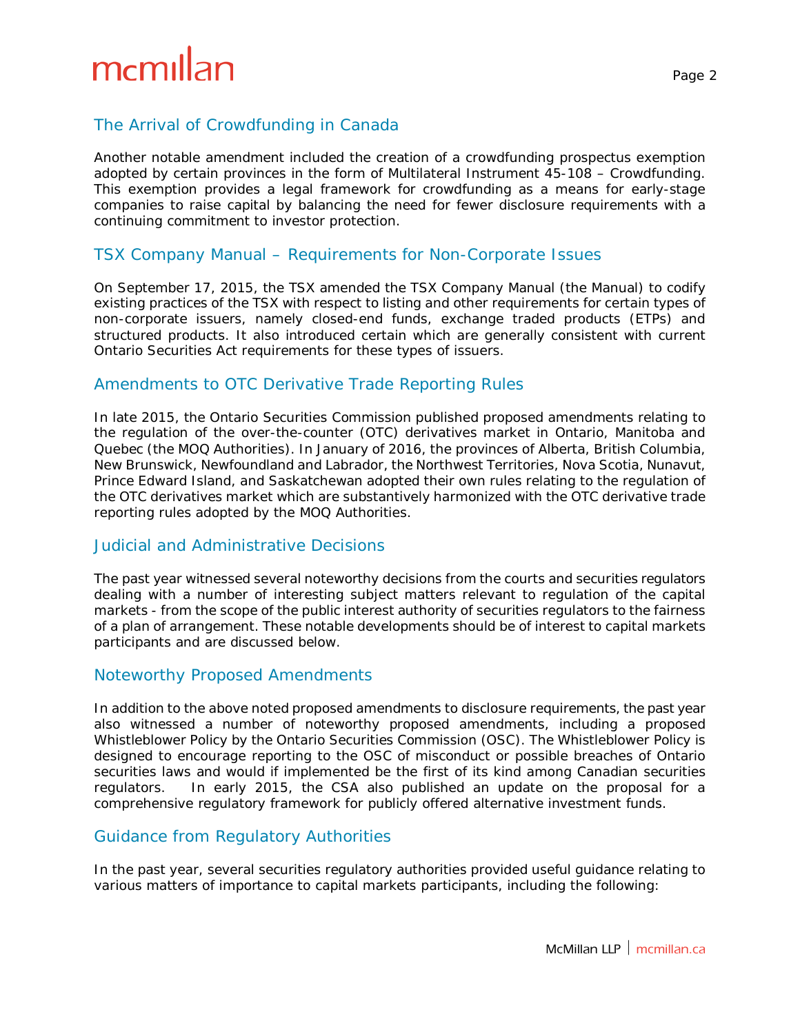## The Arrival of Crowdfunding in Canada

Another notable amendment included the creation of a crowdfunding prospectus exemption adopted by certain provinces in the form of Multilateral Instrument 45-108 – Crowdfunding. This exemption provides a legal framework for crowdfunding as a means for early-stage companies to raise capital by balancing the need for fewer disclosure requirements with a continuing commitment to investor protection.

## TSX Company Manual – Requirements for Non-Corporate Issues

On September 17, 2015, the TSX amended the TSX Company Manual (the Manual) to codify existing practices of the TSX with respect to listing and other requirements for certain types of non-corporate issuers, namely closed-end funds, exchange traded products (ETPs) and structured products. It also introduced certain which are generally consistent with current Ontario Securities Act requirements for these types of issuers.

## Amendments to OTC Derivative Trade Reporting Rules

In late 2015, the Ontario Securities Commission published proposed amendments relating to the regulation of the over-the-counter (OTC) derivatives market in Ontario, Manitoba and Quebec (the MOQ Authorities). In January of 2016, the provinces of Alberta, British Columbia, New Brunswick, Newfoundland and Labrador, the Northwest Territories, Nova Scotia, Nunavut, Prince Edward Island, and Saskatchewan adopted their own rules relating to the regulation of the OTC derivatives market which are substantively harmonized with the OTC derivative trade reporting rules adopted by the MOQ Authorities.

## Judicial and Administrative Decisions

The past year witnessed several noteworthy decisions from the courts and securities regulators dealing with a number of interesting subject matters relevant to regulation of the capital markets - from the scope of the public interest authority of securities regulators to the fairness of a plan of arrangement. These notable developments should be of interest to capital markets participants and are discussed below.

## Noteworthy Proposed Amendments

In addition to the above noted proposed amendments to disclosure requirements, the past year also witnessed a number of noteworthy proposed amendments, including a proposed Whistleblower Policy by the Ontario Securities Commission (OSC). The Whistleblower Policy is designed to encourage reporting to the OSC of misconduct or possible breaches of Ontario securities laws and would if implemented be the first of its kind among Canadian securities regulators. In early 2015, the CSA also published an update on the proposal for a comprehensive regulatory framework for publicly offered alternative investment funds.

## Guidance from Regulatory Authorities

In the past year, several securities regulatory authorities provided useful guidance relating to various matters of importance to capital markets participants, including the following: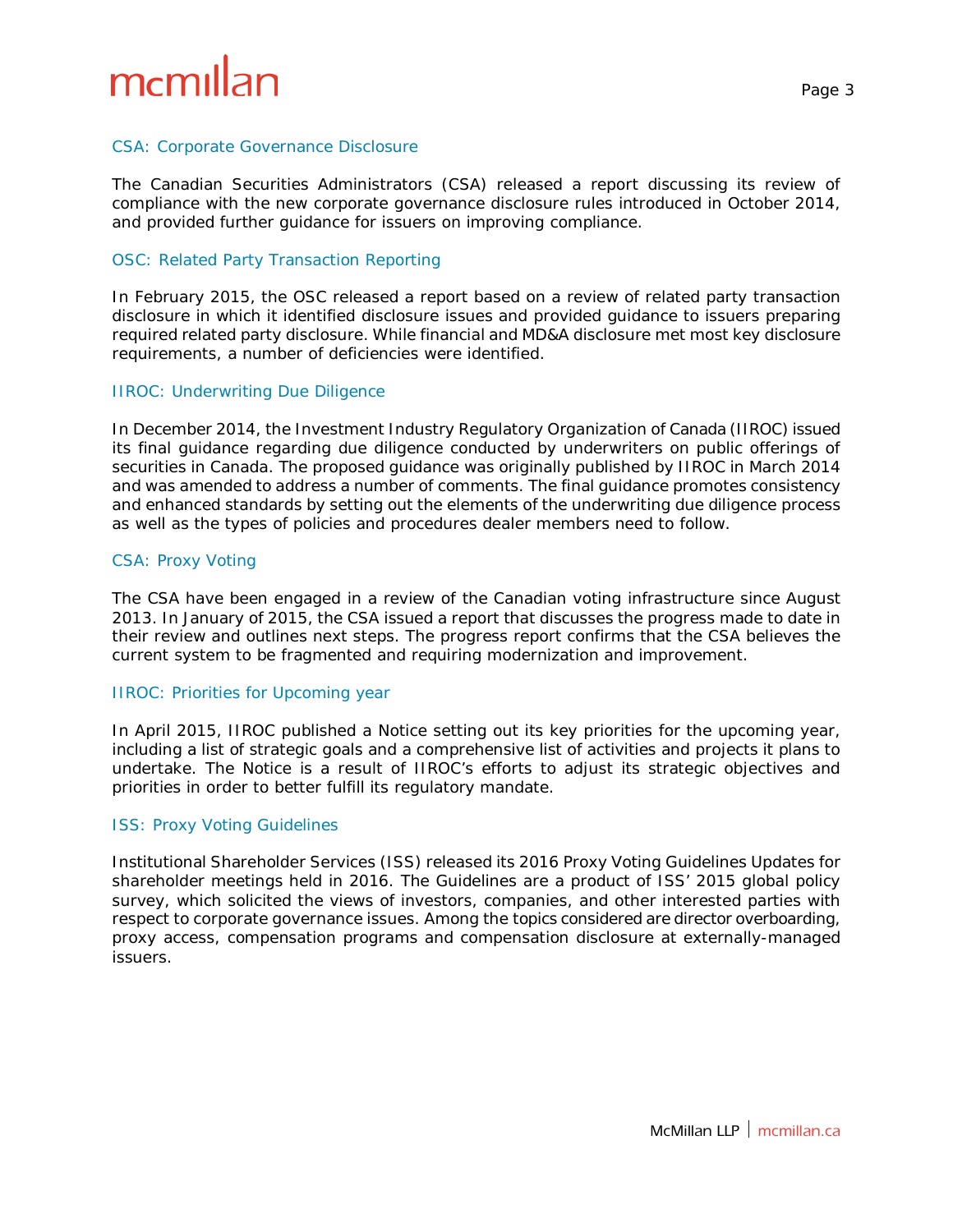### CSA: Corporate Governance Disclosure

The Canadian Securities Administrators (CSA) released a report discussing its review of compliance with the new corporate governance disclosure rules introduced in October 2014, and provided further guidance for issuers on improving compliance.

### OSC: Related Party Transaction Reporting

In February 2015, the OSC released a report based on a review of related party transaction disclosure in which it identified disclosure issues and provided guidance to issuers preparing required related party disclosure. While financial and MD&A disclosure met most key disclosure requirements, a number of deficiencies were identified.

### IIROC: Underwriting Due Diligence

In December 2014, the Investment Industry Regulatory Organization of Canada (IIROC) issued its final guidance regarding due diligence conducted by underwriters on public offerings of securities in Canada. The proposed guidance was originally published by IIROC in March 2014 and was amended to address a number of comments. The final guidance promotes consistency and enhanced standards by setting out the elements of the underwriting due diligence process as well as the types of policies and procedures dealer members need to follow.

### CSA: Proxy Voting

The CSA have been engaged in a review of the Canadian voting infrastructure since August 2013. In January of 2015, the CSA issued a report that discusses the progress made to date in their review and outlines next steps. The progress report confirms that the CSA believes the current system to be fragmented and requiring modernization and improvement.

### IIROC: Priorities for Upcoming year

In April 2015, IIROC published a Notice setting out its key priorities for the upcoming year, including a list of strategic goals and a comprehensive list of activities and projects it plans to undertake. The Notice is a result of IIROC's efforts to adjust its strategic objectives and priorities in order to better fulfill its regulatory mandate.

### ISS: Proxy Voting Guidelines

Institutional Shareholder Services (ISS) released its 2016 Proxy Voting Guidelines Updates for shareholder meetings held in 2016. The Guidelines are a product of ISS' 2015 global policy survey, which solicited the views of investors, companies, and other interested parties with respect to corporate governance issues. Among the topics considered are director overboarding, proxy access, compensation programs and compensation disclosure at externally-managed issuers.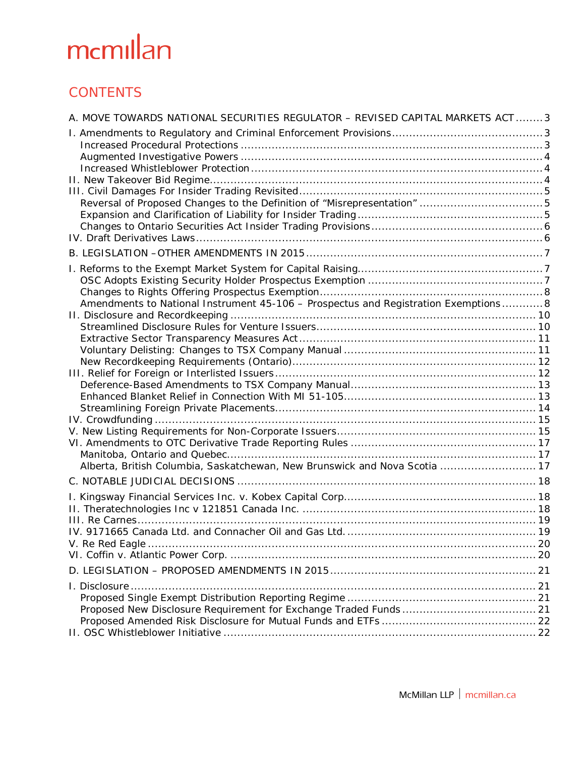## CONTENTS

A. MOVE TOWARDS NATIONAL SECURITIES REGULATOR – REVISED CAPITAL MARKETS ACT ........ 3

I. Amendments to Regulatory and Criminal Enforcement Provisions ........ 3
- Increased Procedural Protections ........ 3
- Augmented Investigative Powers ........ 4
- Increased Whistleblower Protection ........ 4

II. New Takeover Bid Regime ........ 4

III. Civil Damages For Insider Trading Revisited ........ 5
- Reversal of Proposed Changes to the Definition of "Misrepresentation" ........ 5
- Expansion and Clarification of Liability for Insider Trading ........ 5
- Changes to Ontario Securities Act Insider Trading Provisions ........ 6

IV. Draft Derivatives Laws ........ 6

B. LEGISLATION – OTHER AMENDMENTS IN 2015 ........ 7

I. Reforms to the Exempt Market System for Capital Raising ........ 7
- OSC Adopts Existing Security Holder Prospectus Exemption ........ 7
- Changes to Rights Offering Prospectus Exemption ........ 8
- Amendments to National Instrument 45-106 – Prospectus and Registration Exemptions ........ 8

II. Disclosure and Recordkeeping ........ 10
- Streamlined Disclosure Rules for Venture Issuers ........ 10
- Extractive Sector Transparency Measures Act ........ 11
- Voluntary Delisting: Changes to TSX Company Manual ........ 11
- New Recordkeeping Requirements (Ontario) ........ 12

III. Relief for Foreign or Interlisted Issuers ........ 12
- Deference-Based Amendments to TSX Company Manual ........ 13
- Enhanced Blanket Relief in Connection With MI 51-105 ........ 13
- Streamlining Foreign Private Placements ........ 14

IV. Crowdfunding ........ 15

V. New Listing Requirements for Non-Corporate Issuers ........ 15

VI. Amendments to OTC Derivative Trade Reporting Rules ........ 17
- Manitoba, Ontario and Quebec ........ 17
- Alberta, British Columbia, Saskatchewan, New Brunswick and Nova Scotia ........ 17

C. NOTABLE JUDICIAL DECISIONS ........ 18

I. Kingsway Financial Services Inc. v. Kobex Capital Corp. ........ 18

II. Theratechnologies Inc v 121851 Canada Inc. ........ 18

III. Re Carnes ........ 19

IV. 9171665 Canada Ltd. and Connacher Oil and Gas Ltd. ........ 19

V. Re Red Eagle ........ 20

VI. Coffin v. Atlantic Power Corp. ........ 20

D. LEGISLATION – PROPOSED AMENDMENTS IN 2015 ........ 21

I. Disclosure ........ 21
- Proposed Single Exempt Distribution Reporting Regime ........ 21
- Proposed New Disclosure Requirement for Exchange Traded Funds ........ 21
- Proposed Amended Risk Disclosure for Mutual Funds and ETFs ........ 22

II. OSC Whistleblower Initiative ........ 22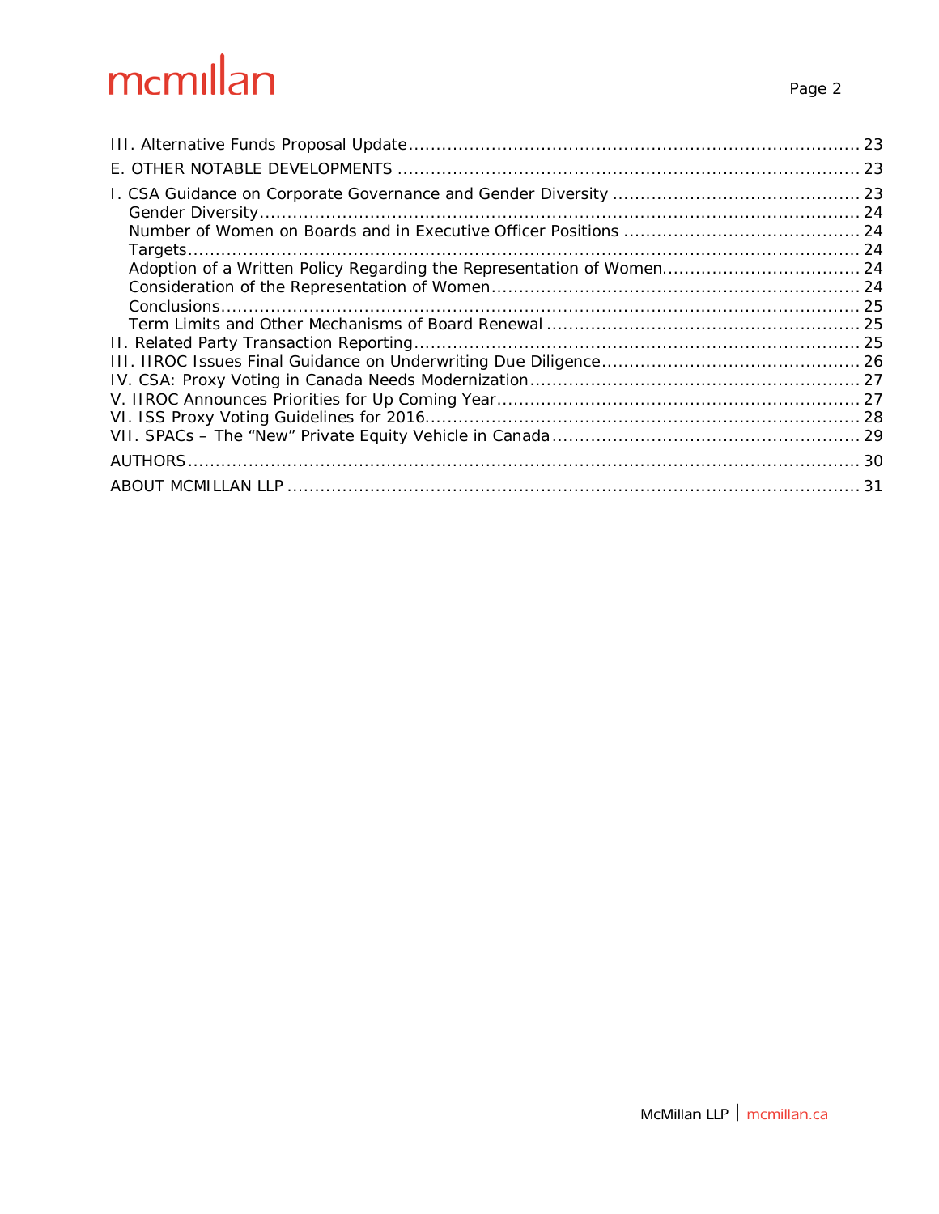III. Alternative Funds Proposal Update ........ 23

E. OTHER NOTABLE DEVELOPMENTS ........ 23

I. CSA Guidance on Corporate Governance and Gender Diversity ........ 23
- Gender Diversity ........ 24
- Number of Women on Boards and in Executive Officer Positions ........ 24
- Targets ........ 24
- Adoption of a Written Policy Regarding the Representation of Women ........ 24
- Consideration of the Representation of Women ........ 24
- Conclusions ........ 25
- Term Limits and Other Mechanisms of Board Renewal ........ 25

II. Related Party Transaction Reporting ........ 25

III. IIROC Issues Final Guidance on Underwriting Due Diligence ........ 26

IV. CSA: Proxy Voting in Canada Needs Modernization ........ 27

V. IIROC Announces Priorities for Up Coming Year ........ 27

VI. ISS Proxy Voting Guidelines for 2016 ........ 28

VII. SPACs – The "New" Private Equity Vehicle in Canada ........ 29

AUTHORS ........ 30

ABOUT MCMILLAN LLP ........ 31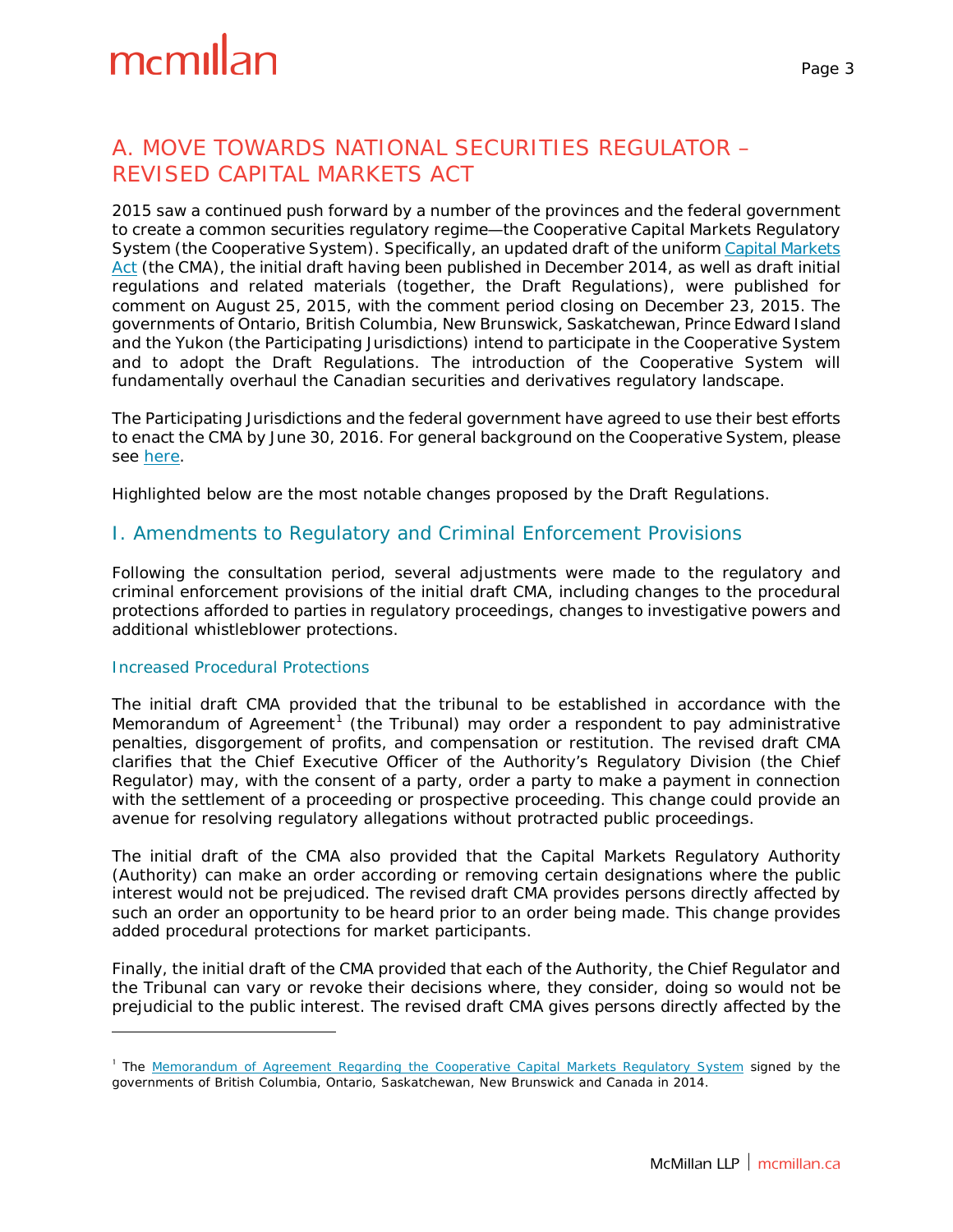## A. MOVE TOWARDS NATIONAL SECURITIES REGULATOR – REVISED CAPITAL MARKETS ACT

2015 saw a continued push forward by a number of the provinces and the federal government to create a common securities regulatory regime—the Cooperative Capital Markets Regulatory System (the Cooperative System). Specifically, an updated draft of the uniform Capital Markets Act (the CMA), the initial draft having been published in December 2014, as well as draft initial regulations and related materials (together, the Draft Regulations), were published for comment on August 25, 2015, with the comment period closing on December 23, 2015. The governments of Ontario, British Columbia, New Brunswick, Saskatchewan, Prince Edward Island and the Yukon (the Participating Jurisdictions) intend to participate in the Cooperative System and to adopt the Draft Regulations. The introduction of the Cooperative System will fundamentally overhaul the Canadian securities and derivatives regulatory landscape.

The Participating Jurisdictions and the federal government have agreed to use their best efforts to enact the CMA by June 30, 2016. For general background on the Cooperative System, please see here.

Highlighted below are the most notable changes proposed by the Draft Regulations.

### I. Amendments to Regulatory and Criminal Enforcement Provisions

Following the consultation period, several adjustments were made to the regulatory and criminal enforcement provisions of the initial draft CMA, including changes to the procedural protections afforded to parties in regulatory proceedings, changes to investigative powers and additional whistleblower protections.

#### Increased Procedural Protections

The initial draft CMA provided that the tribunal to be established in accordance with the Memorandum of Agreement[1] (the Tribunal) may order a respondent to pay administrative penalties, disgorgement of profits, and compensation or restitution. The revised draft CMA clarifies that the Chief Executive Officer of the Authority's Regulatory Division (the Chief Regulator) may, with the consent of a party, order a party to make a payment in connection with the settlement of a proceeding or prospective proceeding. This change could provide an avenue for resolving regulatory allegations without protracted public proceedings.

The initial draft of the CMA also provided that the Capital Markets Regulatory Authority (Authority) can make an order according or removing certain designations where the public interest would not be prejudiced. The revised draft CMA provides persons directly affected by such an order an opportunity to be heard prior to an order being made. This change provides added procedural protections for market participants.

Finally, the initial draft of the CMA provided that each of the Authority, the Chief Regulator and the Tribunal can vary or revoke their decisions where, they consider, doing so would not be prejudicial to the public interest. The revised draft CMA gives persons directly affected by the

---

[1] The Memorandum of Agreement Regarding the Cooperative Capital Markets Regulatory System signed by the governments of British Columbia, Ontario, Saskatchewan, New Brunswick and Canada in 2014.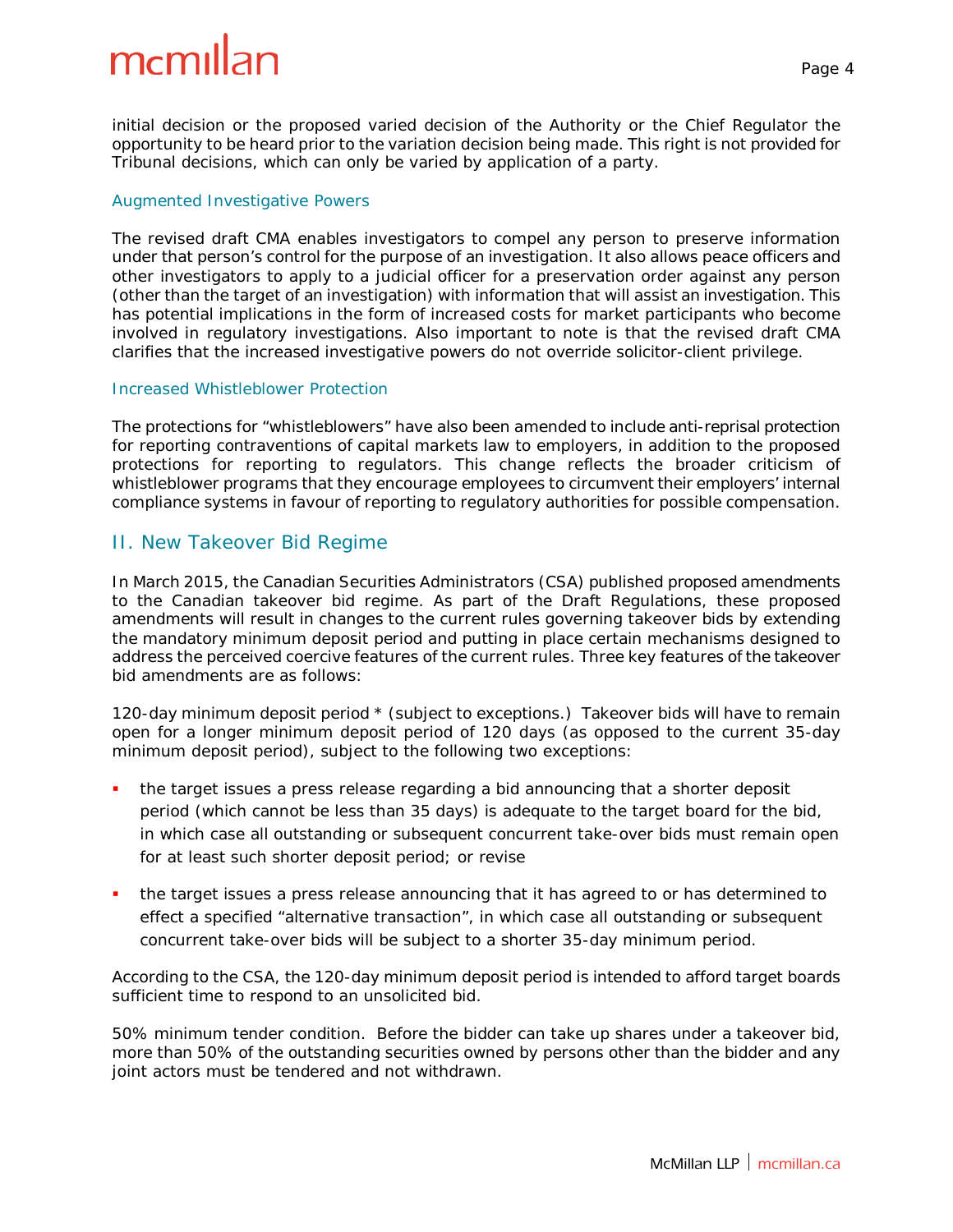initial decision or the proposed varied decision of the Authority or the Chief Regulator the opportunity to be heard prior to the variation decision being made. This right is not provided for Tribunal decisions, which can only be varied by application of a party.

### Augmented Investigative Powers

The revised draft CMA enables investigators to compel any person to preserve information under that person's control for the purpose of an investigation. It also allows peace officers and other investigators to apply to a judicial officer for a preservation order against any person (other than the target of an investigation) with information that will assist an investigation. This has potential implications in the form of increased costs for market participants who become involved in regulatory investigations. Also important to note is that the revised draft CMA clarifies that the increased investigative powers do not override solicitor-client privilege.

### Increased Whistleblower Protection

The protections for "whistleblowers" have also been amended to include anti-reprisal protection for reporting contraventions of capital markets law to employers, in addition to the proposed protections for reporting to regulators. This change reflects the broader criticism of whistleblower programs that they encourage employees to circumvent their employers' internal compliance systems in favour of reporting to regulatory authorities for possible compensation.

## II. New Takeover Bid Regime

In March 2015, the Canadian Securities Administrators (CSA) published proposed amendments to the Canadian takeover bid regime. As part of the Draft Regulations, these proposed amendments will result in changes to the current rules governing takeover bids by extending the mandatory minimum deposit period and putting in place certain mechanisms designed to address the perceived coercive features of the current rules. Three key features of the takeover bid amendments are as follows:

120-day minimum deposit period * (subject to exceptions.) Takeover bids will have to remain open for a longer minimum deposit period of 120 days (as opposed to the current 35-day minimum deposit period), subject to the following two exceptions:

- the target issues a press release regarding a bid announcing that a shorter deposit period (which cannot be less than 35 days) is adequate to the target board for the bid, in which case all outstanding or subsequent concurrent take-over bids must remain open for at least such shorter deposit period; or revise
- the target issues a press release announcing that it has agreed to or has determined to effect a specified "alternative transaction", in which case all outstanding or subsequent concurrent take-over bids will be subject to a shorter 35-day minimum period.

According to the CSA, the 120-day minimum deposit period is intended to afford target boards sufficient time to respond to an unsolicited bid.

50% minimum tender condition. Before the bidder can take up shares under a takeover bid, more than 50% of the outstanding securities owned by persons other than the bidder and any joint actors must be tendered and not withdrawn.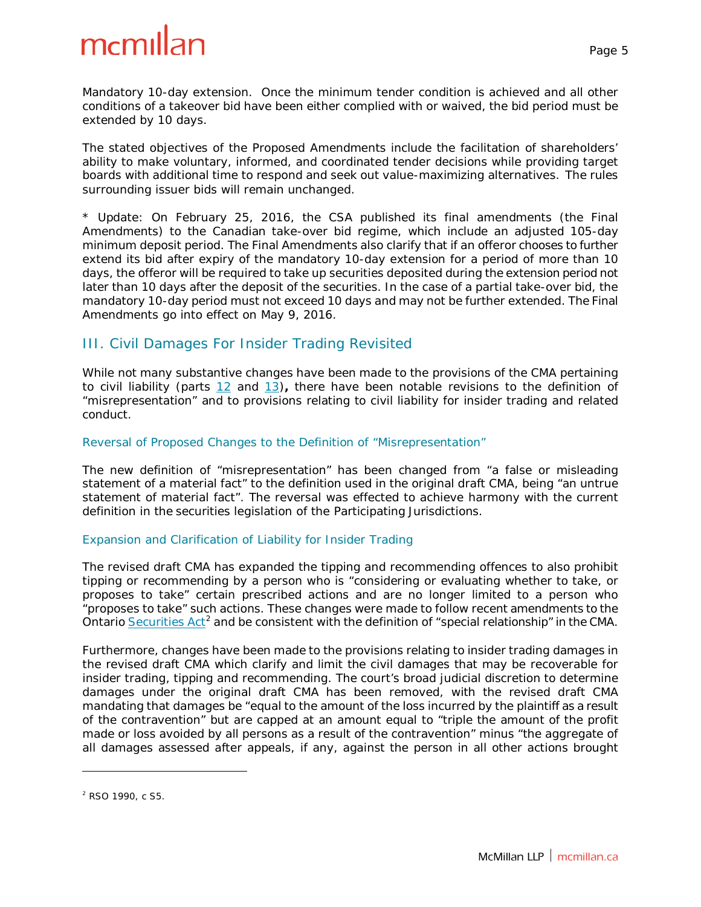Mandatory 10-day extension. Once the minimum tender condition is achieved and all other conditions of a takeover bid have been either complied with or waived, the bid period must be extended by 10 days.

The stated objectives of the Proposed Amendments include the facilitation of shareholders' ability to make voluntary, informed, and coordinated tender decisions while providing target boards with additional time to respond and seek out value-maximizing alternatives. The rules surrounding issuer bids will remain unchanged.

* Update: On February 25, 2016, the CSA published its final amendments (the Final Amendments) to the Canadian take-over bid regime, which include an adjusted 105-day minimum deposit period. The Final Amendments also clarify that if an offeror chooses to further extend its bid after expiry of the mandatory 10-day extension for a period of more than 10 days, the offeror will be required to take up securities deposited during the extension period not later than 10 days after the deposit of the securities. In the case of a partial take-over bid, the mandatory 10-day period must not exceed 10 days and may not be further extended. The Final Amendments go into effect on May 9, 2016.

## III. Civil Damages For Insider Trading Revisited

While not many substantive changes have been made to the provisions of the CMA pertaining to civil liability (parts 12 and 13), there have been notable revisions to the definition of "misrepresentation" and to provisions relating to civil liability for insider trading and related conduct.

### Reversal of Proposed Changes to the Definition of "Misrepresentation"

The new definition of "misrepresentation" has been changed from "a false or misleading statement of a material fact" to the definition used in the original draft CMA, being "an untrue statement of material fact". The reversal was effected to achieve harmony with the current definition in the securities legislation of the Participating Jurisdictions.

### Expansion and Clarification of Liability for Insider Trading

The revised draft CMA has expanded the tipping and recommending offences to also prohibit tipping or recommending by a person who is "considering or evaluating whether to take, or proposes to take" certain prescribed actions and are no longer limited to a person who "proposes to take" such actions. These changes were made to follow recent amendments to the Ontario Securities Act[2] and be consistent with the definition of "special relationship" in the CMA.

Furthermore, changes have been made to the provisions relating to insider trading damages in the revised draft CMA which clarify and limit the civil damages that may be recoverable for insider trading, tipping and recommending. The court's broad judicial discretion to determine damages under the original draft CMA has been removed, with the revised draft CMA mandating that damages be "equal to the amount of the loss incurred by the plaintiff as a result of the contravention" but are capped at an amount equal to "triple the amount of the profit made or loss avoided by all persons as a result of the contravention" minus "the aggregate of all damages assessed after appeals, if any, against the person in all other actions brought

---

[2] RSO 1990, c S5.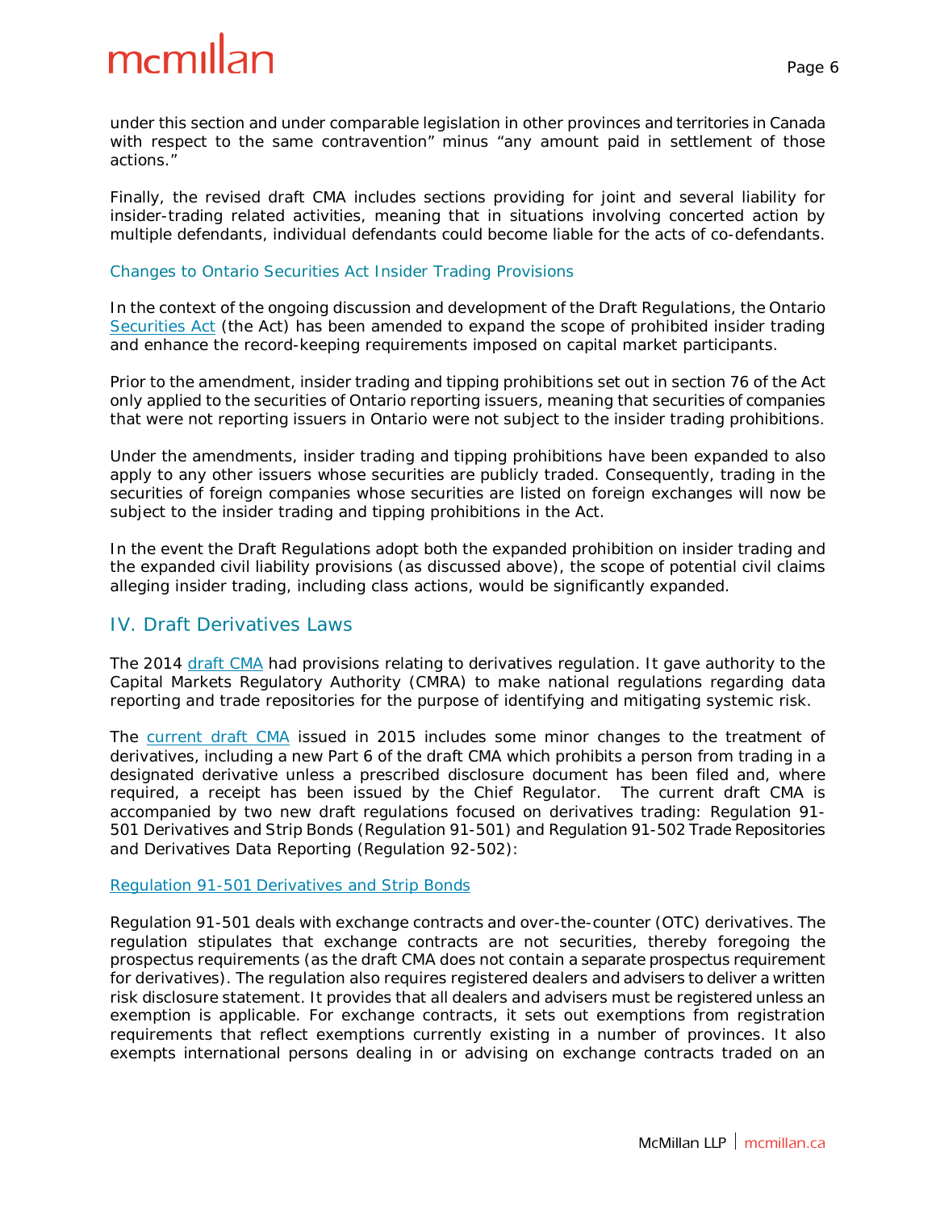under this section and under comparable legislation in other provinces and territories in Canada with respect to the same contravention" minus "any amount paid in settlement of those actions."

Finally, the revised draft CMA includes sections providing for joint and several liability for insider-trading related activities, meaning that in situations involving concerted action by multiple defendants, individual defendants could become liable for the acts of co-defendants.

### Changes to Ontario Securities Act Insider Trading Provisions

In the context of the ongoing discussion and development of the Draft Regulations, the Ontario Securities Act (the Act) has been amended to expand the scope of prohibited insider trading and enhance the record-keeping requirements imposed on capital market participants.

Prior to the amendment, insider trading and tipping prohibitions set out in section 76 of the Act only applied to the securities of Ontario reporting issuers, meaning that securities of companies that were not reporting issuers in Ontario were not subject to the insider trading prohibitions.

Under the amendments, insider trading and tipping prohibitions have been expanded to also apply to any other issuers whose securities are publicly traded. Consequently, trading in the securities of foreign companies whose securities are listed on foreign exchanges will now be subject to the insider trading and tipping prohibitions in the Act.

In the event the Draft Regulations adopt both the expanded prohibition on insider trading and the expanded civil liability provisions (as discussed above), the scope of potential civil claims alleging insider trading, including class actions, would be significantly expanded.

## IV. Draft Derivatives Laws

The 2014 draft CMA had provisions relating to derivatives regulation. It gave authority to the Capital Markets Regulatory Authority (CMRA) to make national regulations regarding data reporting and trade repositories for the purpose of identifying and mitigating systemic risk.

The current draft CMA issued in 2015 includes some minor changes to the treatment of derivatives, including a new Part 6 of the draft CMA which prohibits a person from trading in a designated derivative unless a prescribed disclosure document has been filed and, where required, a receipt has been issued by the Chief Regulator. The current draft CMA is accompanied by two new draft regulations focused on derivatives trading: Regulation 91-501 Derivatives and Strip Bonds (Regulation 91-501) and Regulation 91-502 Trade Repositories and Derivatives Data Reporting (Regulation 92-502):

### Regulation 91-501 Derivatives and Strip Bonds

Regulation 91-501 deals with exchange contracts and over-the-counter (OTC) derivatives. The regulation stipulates that exchange contracts are not securities, thereby foregoing the prospectus requirements (as the draft CMA does not contain a separate prospectus requirement for derivatives). The regulation also requires registered dealers and advisers to deliver a written risk disclosure statement. It provides that all dealers and advisers must be registered unless an exemption is applicable. For exchange contracts, it sets out exemptions from registration requirements that reflect exemptions currently existing in a number of provinces. It also exempts international persons dealing in or advising on exchange contracts traded on an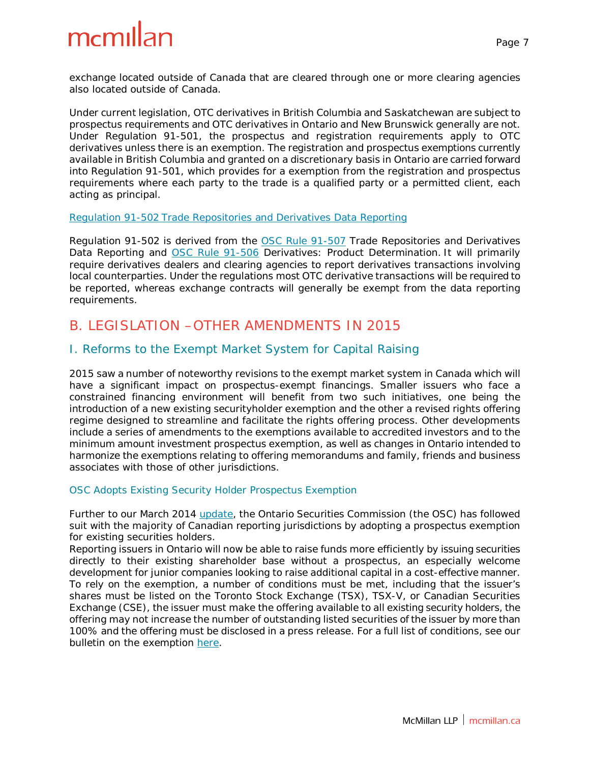exchange located outside of Canada that are cleared through one or more clearing agencies also located outside of Canada.

Under current legislation, OTC derivatives in British Columbia and Saskatchewan are subject to prospectus requirements and OTC derivatives in Ontario and New Brunswick generally are not. Under Regulation 91-501, the prospectus and registration requirements apply to OTC derivatives unless there is an exemption. The registration and prospectus exemptions currently available in British Columbia and granted on a discretionary basis in Ontario are carried forward into Regulation 91-501, which provides for a exemption from the registration and prospectus requirements where each party to the trade is a qualified party or a permitted client, each acting as principal.

#### Regulation 91-502 Trade Repositories and Derivatives Data Reporting

Regulation 91-502 is derived from the OSC Rule 91-507 Trade Repositories and Derivatives Data Reporting and OSC Rule 91-506 Derivatives: Product Determination. It will primarily require derivatives dealers and clearing agencies to report derivatives transactions involving local counterparties. Under the regulations most OTC derivative transactions will be required to be reported, whereas exchange contracts will generally be exempt from the data reporting requirements.

## B. LEGISLATION –OTHER AMENDMENTS IN 2015

### I. Reforms to the Exempt Market System for Capital Raising

2015 saw a number of noteworthy revisions to the exempt market system in Canada which will have a significant impact on prospectus-exempt financings. Smaller issuers who face a constrained financing environment will benefit from two such initiatives, one being the introduction of a new existing securityholder exemption and the other a revised rights offering regime designed to streamline and facilitate the rights offering process. Other developments include a series of amendments to the exemptions available to accredited investors and to the minimum amount investment prospectus exemption, as well as changes in Ontario intended to harmonize the exemptions relating to offering memorandums and family, friends and business associates with those of other jurisdictions.

#### OSC Adopts Existing Security Holder Prospectus Exemption

Further to our March 2014 update, the Ontario Securities Commission (the OSC) has followed suit with the majority of Canadian reporting jurisdictions by adopting a prospectus exemption for existing securities holders.

Reporting issuers in Ontario will now be able to raise funds more efficiently by issuing securities directly to their existing shareholder base without a prospectus, an especially welcome development for junior companies looking to raise additional capital in a cost-effective manner. To rely on the exemption, a number of conditions must be met, including that the issuer's shares must be listed on the Toronto Stock Exchange (TSX), TSX-V, or Canadian Securities Exchange (CSE), the issuer must make the offering available to all existing security holders, the offering may not increase the number of outstanding listed securities of the issuer by more than 100% and the offering must be disclosed in a press release. For a full list of conditions, see our bulletin on the exemption here.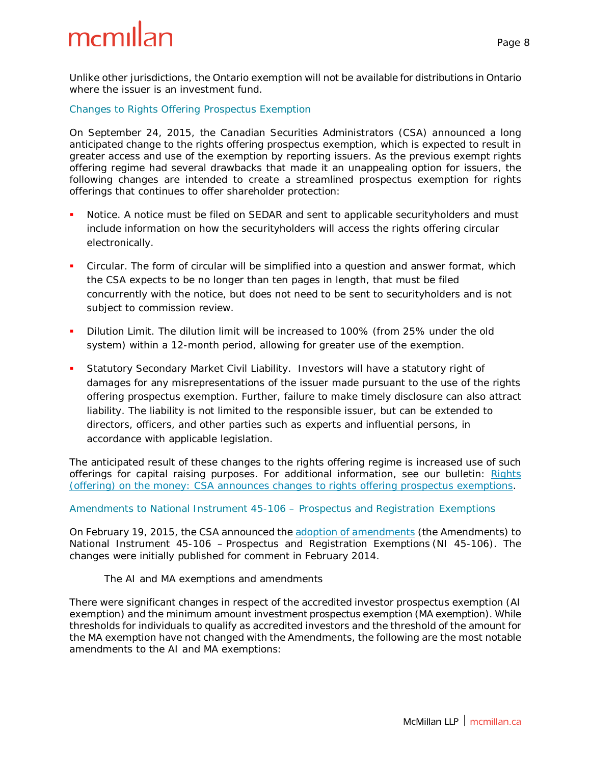Unlike other jurisdictions, the Ontario exemption will not be available for distributions in Ontario where the issuer is an investment fund.

## Changes to Rights Offering Prospectus Exemption

On September 24, 2015, the Canadian Securities Administrators (CSA) announced a long anticipated change to the rights offering prospectus exemption, which is expected to result in greater access and use of the exemption by reporting issuers. As the previous exempt rights offering regime had several drawbacks that made it an unappealing option for issuers, the following changes are intended to create a streamlined prospectus exemption for rights offerings that continues to offer shareholder protection:

- Notice. A notice must be filed on SEDAR and sent to applicable securityholders and must include information on how the securityholders will access the rights offering circular electronically.
- Circular. The form of circular will be simplified into a question and answer format, which the CSA expects to be no longer than ten pages in length, that must be filed concurrently with the notice, but does not need to be sent to securityholders and is not subject to commission review.
- Dilution Limit. The dilution limit will be increased to 100% (from 25% under the old system) within a 12-month period, allowing for greater use of the exemption.
- Statutory Secondary Market Civil Liability. Investors will have a statutory right of damages for any misrepresentations of the issuer made pursuant to the use of the rights offering prospectus exemption. Further, failure to make timely disclosure can also attract liability. The liability is not limited to the responsible issuer, but can be extended to directors, officers, and other parties such as experts and influential persons, in accordance with applicable legislation.

The anticipated result of these changes to the rights offering regime is increased use of such offerings for capital raising purposes. For additional information, see our bulletin: Rights (offering) on the money: CSA announces changes to rights offering prospectus exemptions.

## Amendments to National Instrument 45-106 – Prospectus and Registration Exemptions

On February 19, 2015, the CSA announced the adoption of amendments (the Amendments) to National Instrument 45-106 – Prospectus and Registration Exemptions (NI 45-106). The changes were initially published for comment in February 2014.

### The AI and MA exemptions and amendments

There were significant changes in respect of the accredited investor prospectus exemption (AI exemption) and the minimum amount investment prospectus exemption (MA exemption). While thresholds for individuals to qualify as accredited investors and the threshold of the amount for the MA exemption have not changed with the Amendments, the following are the most notable amendments to the AI and MA exemptions: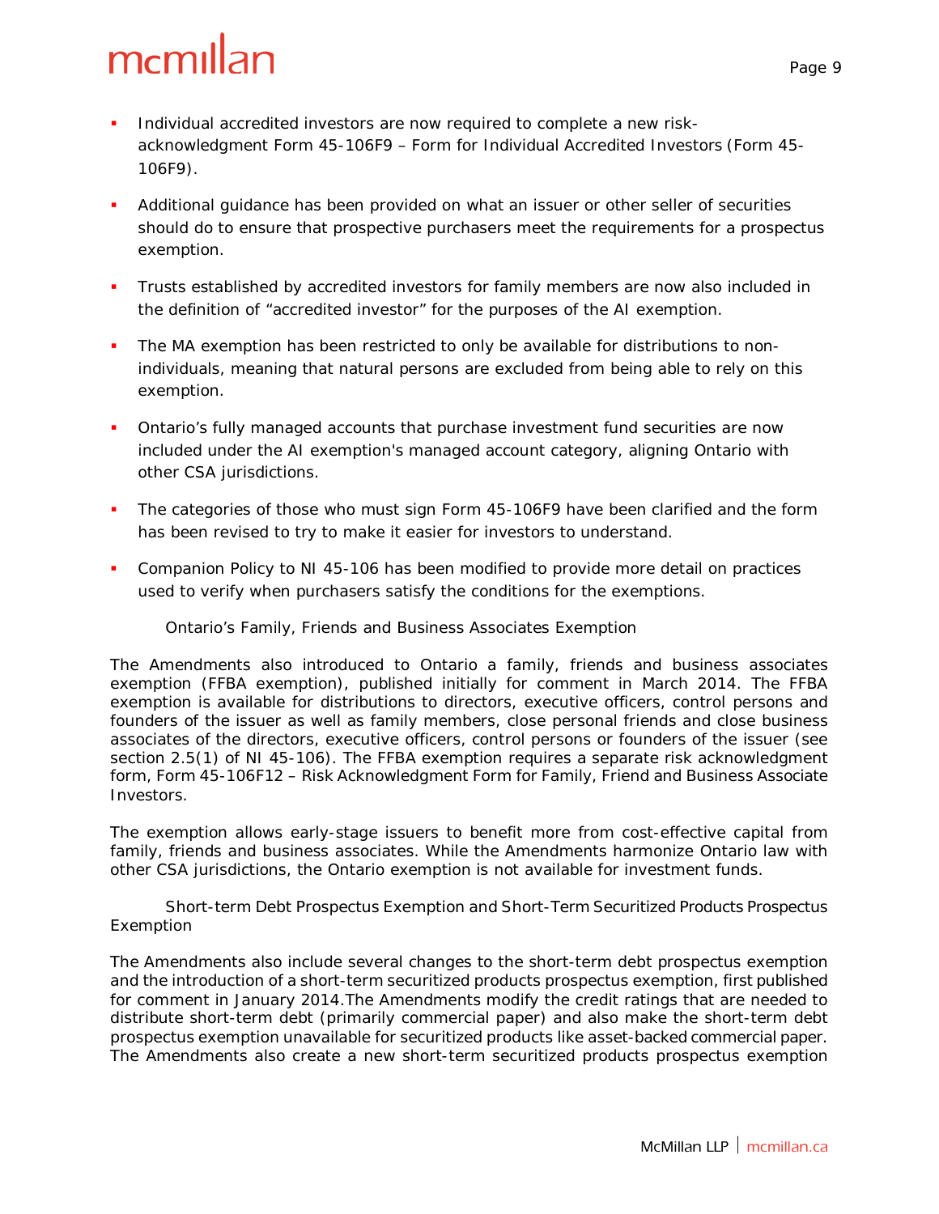- Individual accredited investors are now required to complete a new risk-acknowledgment Form 45-106F9 – Form for Individual Accredited Investors (Form 45-106F9).
- Additional guidance has been provided on what an issuer or other seller of securities should do to ensure that prospective purchasers meet the requirements for a prospectus exemption.
- Trusts established by accredited investors for family members are now also included in the definition of "accredited investor" for the purposes of the AI exemption.
- The MA exemption has been restricted to only be available for distributions to non-individuals, meaning that natural persons are excluded from being able to rely on this exemption.
- Ontario's fully managed accounts that purchase investment fund securities are now included under the AI exemption's managed account category, aligning Ontario with other CSA jurisdictions.
- The categories of those who must sign Form 45-106F9 have been clarified and the form has been revised to try to make it easier for investors to understand.
- Companion Policy to NI 45-106 has been modified to provide more detail on practices used to verify when purchasers satisfy the conditions for the exemptions.

### Ontario's Family, Friends and Business Associates Exemption

The Amendments also introduced to Ontario a family, friends and business associates exemption (FFBA exemption), published initially for comment in March 2014. The FFBA exemption is available for distributions to directors, executive officers, control persons and founders of the issuer as well as family members, close personal friends and close business associates of the directors, executive officers, control persons or founders of the issuer (see section 2.5(1) of NI 45-106). The FFBA exemption requires a separate risk acknowledgment form, Form 45-106F12 – Risk Acknowledgment Form for Family, Friend and Business Associate Investors.

The exemption allows early-stage issuers to benefit more from cost-effective capital from family, friends and business associates. While the Amendments harmonize Ontario law with other CSA jurisdictions, the Ontario exemption is not available for investment funds.

### Short-term Debt Prospectus Exemption and Short-Term Securitized Products Prospectus Exemption

The Amendments also include several changes to the short-term debt prospectus exemption and the introduction of a short-term securitized products prospectus exemption, first published for comment in January 2014.The Amendments modify the credit ratings that are needed to distribute short-term debt (primarily commercial paper) and also make the short-term debt prospectus exemption unavailable for securitized products like asset-backed commercial paper. The Amendments also create a new short-term securitized products prospectus exemption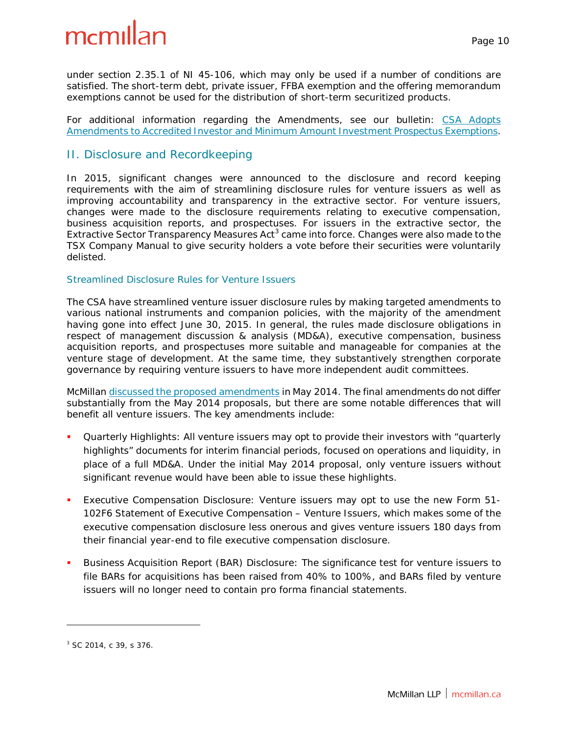under section 2.35.1 of NI 45-106, which may only be used if a number of conditions are satisfied. The short-term debt, private issuer, FFBA exemption and the offering memorandum exemptions cannot be used for the distribution of short-term securitized products.

For additional information regarding the Amendments, see our bulletin: CSA Adopts Amendments to Accredited Investor and Minimum Amount Investment Prospectus Exemptions.

## II. Disclosure and Recordkeeping

In 2015, significant changes were announced to the disclosure and record keeping requirements with the aim of streamlining disclosure rules for venture issuers as well as improving accountability and transparency in the extractive sector. For venture issuers, changes were made to the disclosure requirements relating to executive compensation, business acquisition reports, and prospectuses. For issuers in the extractive sector, the Extractive Sector Transparency Measures Act[3] came into force. Changes were also made to the TSX Company Manual to give security holders a vote before their securities were voluntarily delisted.

### Streamlined Disclosure Rules for Venture Issuers

The CSA have streamlined venture issuer disclosure rules by making targeted amendments to various national instruments and companion policies, with the majority of the amendment having gone into effect June 30, 2015. In general, the rules made disclosure obligations in respect of management discussion & analysis (MD&A), executive compensation, business acquisition reports, and prospectuses more suitable and manageable for companies at the venture stage of development. At the same time, they substantively strengthen corporate governance by requiring venture issuers to have more independent audit committees.

McMillan discussed the proposed amendments in May 2014. The final amendments do not differ substantially from the May 2014 proposals, but there are some notable differences that will benefit all venture issuers. The key amendments include:

- Quarterly Highlights: All venture issuers may opt to provide their investors with "quarterly highlights" documents for interim financial periods, focused on operations and liquidity, in place of a full MD&A. Under the initial May 2014 proposal, only venture issuers without significant revenue would have been able to issue these highlights.
- Executive Compensation Disclosure: Venture issuers may opt to use the new Form 51-102F6 Statement of Executive Compensation – Venture Issuers, which makes some of the executive compensation disclosure less onerous and gives venture issuers 180 days from their financial year-end to file executive compensation disclosure.
- Business Acquisition Report (BAR) Disclosure: The significance test for venture issuers to file BARs for acquisitions has been raised from 40% to 100%, and BARs filed by venture issuers will no longer need to contain pro forma financial statements.

---

[3] SC 2014, c 39, s 376.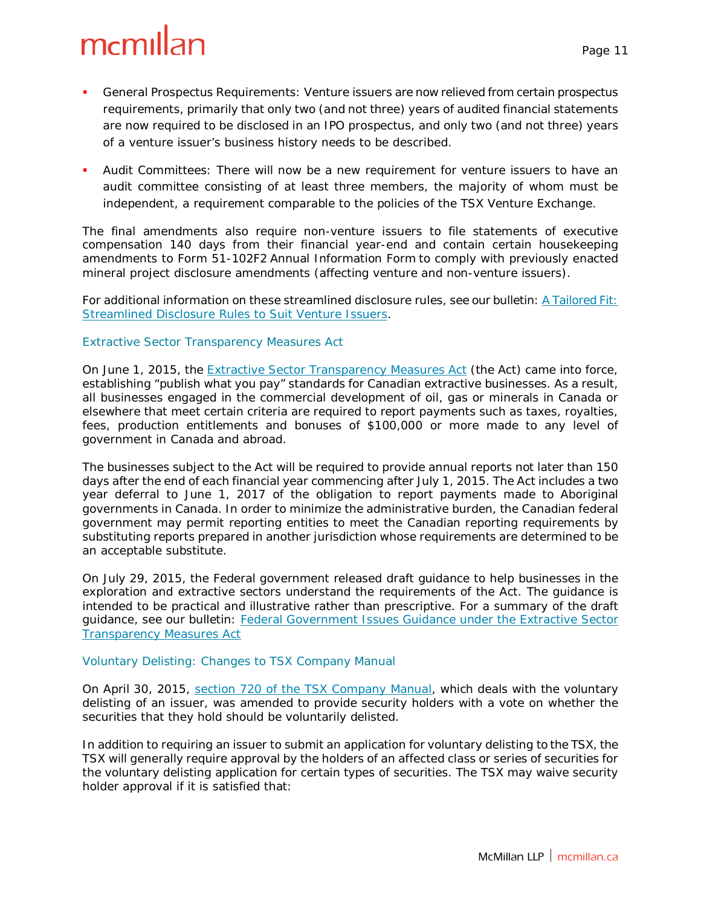- General Prospectus Requirements: Venture issuers are now relieved from certain prospectus requirements, primarily that only two (and not three) years of audited financial statements are now required to be disclosed in an IPO prospectus, and only two (and not three) years of a venture issuer's business history needs to be described.

- Audit Committees: There will now be a new requirement for venture issuers to have an audit committee consisting of at least three members, the majority of whom must be independent, a requirement comparable to the policies of the TSX Venture Exchange.

The final amendments also require non-venture issuers to file statements of executive compensation 140 days from their financial year-end and contain certain housekeeping amendments to Form 51-102F2 *Annual Information Form* to comply with previously enacted mineral project disclosure amendments (affecting venture and non-venture issuers).

For additional information on these streamlined disclosure rules, see our bulletin: [A Tailored Fit: Streamlined Disclosure Rules to Suit Venture Issuers]().

### Extractive Sector Transparency Measures Act

On June 1, 2015, the [Extractive Sector Transparency Measures Act]() (the Act) came into force, establishing "publish what you pay" standards for Canadian extractive businesses. As a result, all businesses engaged in the commercial development of oil, gas or minerals in Canada or elsewhere that meet certain criteria are required to report payments such as taxes, royalties, fees, production entitlements and bonuses of $100,000 or more made to any level of government in Canada and abroad.

The businesses subject to the Act will be required to provide annual reports not later than 150 days after the end of each financial year commencing after July 1, 2015. The Act includes a two year deferral to June 1, 2017 of the obligation to report payments made to Aboriginal governments in Canada. In order to minimize the administrative burden, the Canadian federal government may permit reporting entities to meet the Canadian reporting requirements by substituting reports prepared in another jurisdiction whose requirements are determined to be an acceptable substitute.

On July 29, 2015, the Federal government released draft guidance to help businesses in the exploration and extractive sectors understand the requirements of the Act. The guidance is intended to be practical and illustrative rather than prescriptive. For a summary of the draft guidance, see our bulletin: [Federal Government Issues Guidance under the Extractive Sector Transparency Measures Act]()

### Voluntary Delisting: Changes to TSX Company Manual

On April 30, 2015, [section 720 of the TSX Company Manual](), which deals with the voluntary delisting of an issuer, was amended to provide security holders with a vote on whether the securities that they hold should be voluntarily delisted.

In addition to requiring an issuer to submit an application for voluntary delisting to the TSX, the TSX will generally require approval by the holders of an affected class or series of securities for the voluntary delisting application for certain types of securities. The TSX may waive security holder approval if it is satisfied that: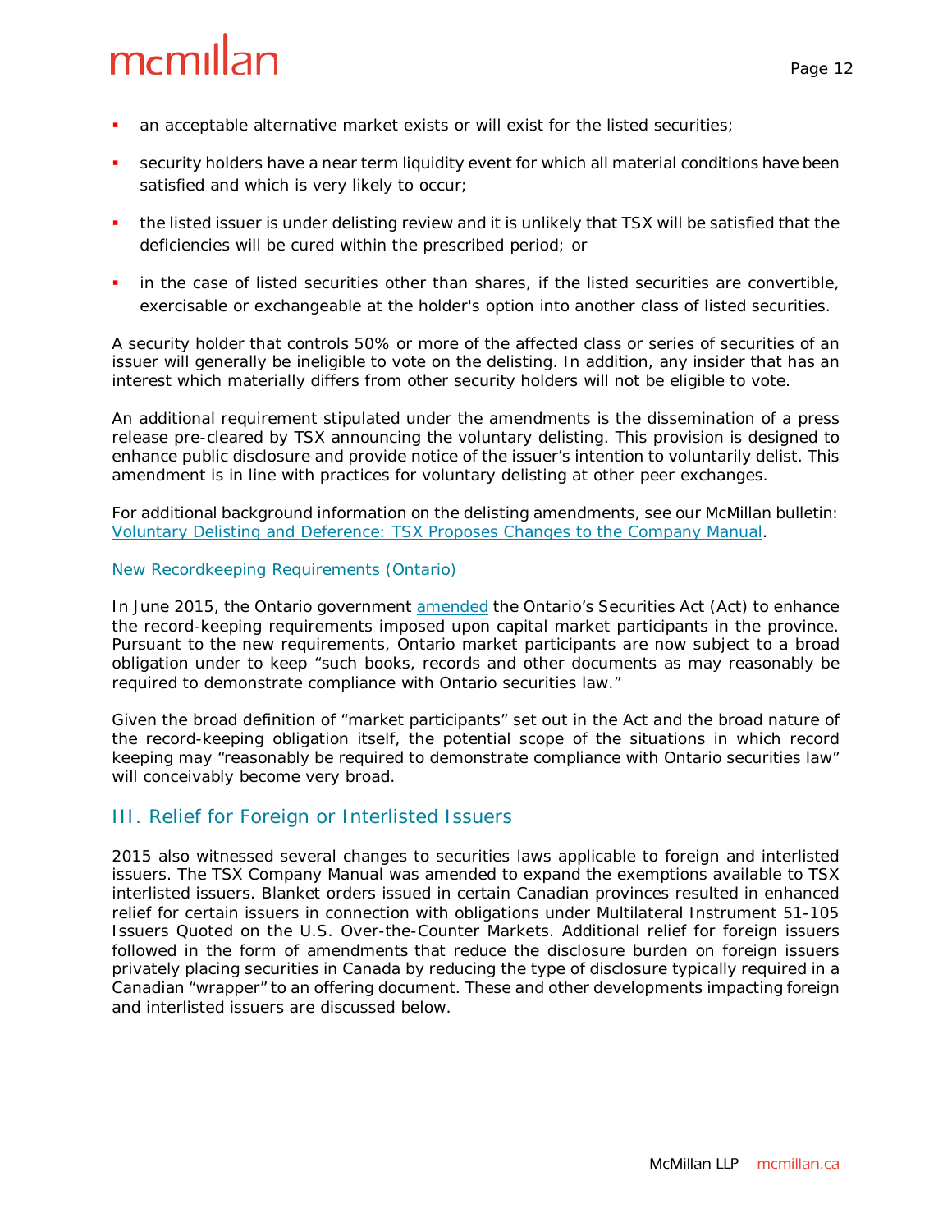- an acceptable alternative market exists or will exist for the listed securities;
- security holders have a near term liquidity event for which all material conditions have been satisfied and which is very likely to occur;
- the listed issuer is under delisting review and it is unlikely that TSX will be satisfied that the deficiencies will be cured within the prescribed period; or
- in the case of listed securities other than shares, if the listed securities are convertible, exercisable or exchangeable at the holder's option into another class of listed securities.

A security holder that controls 50% or more of the affected class or series of securities of an issuer will generally be ineligible to vote on the delisting. In addition, any insider that has an interest which materially differs from other security holders will not be eligible to vote.

An additional requirement stipulated under the amendments is the dissemination of a press release pre-cleared by TSX announcing the voluntary delisting. This provision is designed to enhance public disclosure and provide notice of the issuer's intention to voluntarily delist. This amendment is in line with practices for voluntary delisting at other peer exchanges.

For additional background information on the delisting amendments, see our McMillan bulletin: [Voluntary Delisting and Deference: TSX Proposes Changes to the Company Manual](#).

### New Recordkeeping Requirements (Ontario)

In June 2015, the Ontario government [amended](#) the Ontario's Securities Act (Act) to enhance the record-keeping requirements imposed upon capital market participants in the province. Pursuant to the new requirements, Ontario market participants are now subject to a broad obligation under to keep "such books, records and other documents as may reasonably be required to demonstrate compliance with Ontario securities law."

Given the broad definition of "market participants" set out in the Act and the broad nature of the record-keeping obligation itself, the potential scope of the situations in which record keeping may "reasonably be required to demonstrate compliance with Ontario securities law" will conceivably become very broad.

## III. Relief for Foreign or Interlisted Issuers

2015 also witnessed several changes to securities laws applicable to foreign and interlisted issuers. The TSX Company Manual was amended to expand the exemptions available to TSX interlisted issuers. Blanket orders issued in certain Canadian provinces resulted in enhanced relief for certain issuers in connection with obligations under Multilateral Instrument 51-105 Issuers Quoted on the U.S. Over-the-Counter Markets. Additional relief for foreign issuers followed in the form of amendments that reduce the disclosure burden on foreign issuers privately placing securities in Canada by reducing the type of disclosure typically required in a Canadian "wrapper" to an offering document. These and other developments impacting foreign and interlisted issuers are discussed below.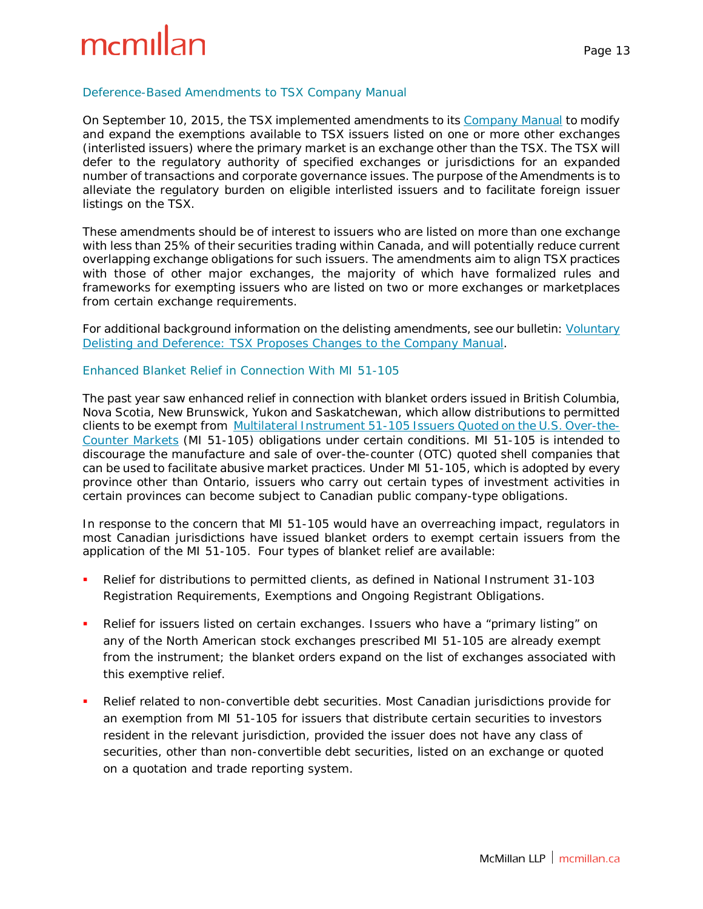### Deference-Based Amendments to TSX Company Manual

On September 10, 2015, the TSX implemented amendments to its Company Manual to modify and expand the exemptions available to TSX issuers listed on one or more other exchanges (interlisted issuers) where the primary market is an exchange other than the TSX. The TSX will defer to the regulatory authority of specified exchanges or jurisdictions for an expanded number of transactions and corporate governance issues. The purpose of the Amendments is to alleviate the regulatory burden on eligible interlisted issuers and to facilitate foreign issuer listings on the TSX.

These amendments should be of interest to issuers who are listed on more than one exchange with less than 25% of their securities trading within Canada, and will potentially reduce current overlapping exchange obligations for such issuers. The amendments aim to align TSX practices with those of other major exchanges, the majority of which have formalized rules and frameworks for exempting issuers who are listed on two or more exchanges or marketplaces from certain exchange requirements.

For additional background information on the delisting amendments, see our bulletin: Voluntary Delisting and Deference: TSX Proposes Changes to the Company Manual.

### Enhanced Blanket Relief in Connection With MI 51-105

The past year saw enhanced relief in connection with blanket orders issued in British Columbia, Nova Scotia, New Brunswick, Yukon and Saskatchewan, which allow distributions to permitted clients to be exempt from Multilateral Instrument 51-105 Issuers Quoted on the U.S. Over-the-Counter Markets (MI 51-105) obligations under certain conditions. MI 51-105 is intended to discourage the manufacture and sale of over-the-counter (OTC) quoted shell companies that can be used to facilitate abusive market practices. Under MI 51-105, which is adopted by every province other than Ontario, issuers who carry out certain types of investment activities in certain provinces can become subject to Canadian public company-type obligations.

In response to the concern that MI 51-105 would have an overreaching impact, regulators in most Canadian jurisdictions have issued blanket orders to exempt certain issuers from the application of the MI 51-105. Four types of blanket relief are available:

- Relief for distributions to permitted clients, as defined in National Instrument 31-103 Registration Requirements, Exemptions and Ongoing Registrant Obligations.
- Relief for issuers listed on certain exchanges. Issuers who have a "primary listing" on any of the North American stock exchanges prescribed MI 51-105 are already exempt from the instrument; the blanket orders expand on the list of exchanges associated with this exemptive relief.
- Relief related to non-convertible debt securities. Most Canadian jurisdictions provide for an exemption from MI 51-105 for issuers that distribute certain securities to investors resident in the relevant jurisdiction, provided the issuer does not have any class of securities, other than non-convertible debt securities, listed on an exchange or quoted on a quotation and trade reporting system.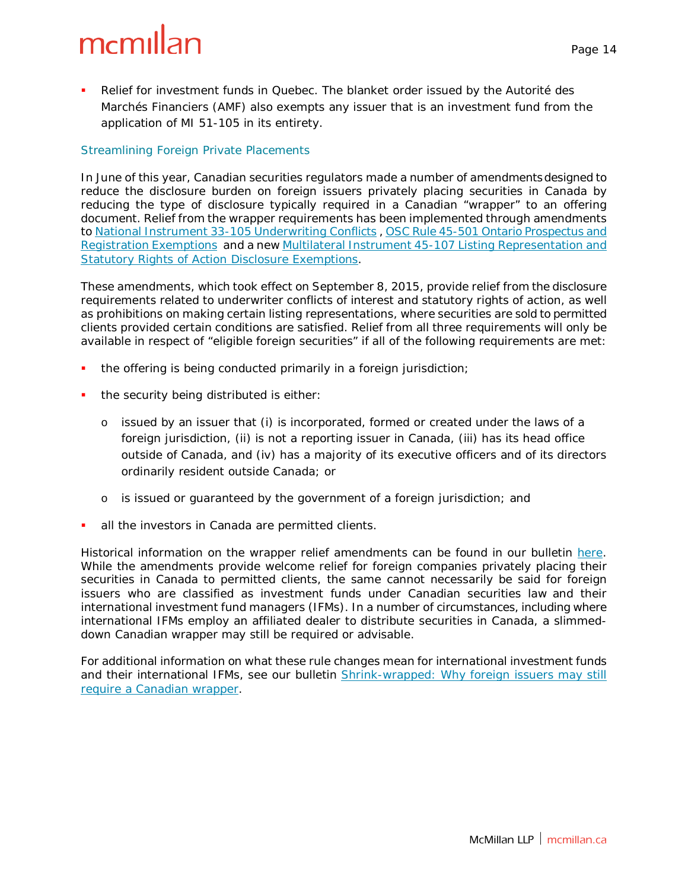- Relief for investment funds in Quebec. The blanket order issued by the Autorité des Marchés Financiers (AMF) also exempts any issuer that is an investment fund from the application of MI 51-105 in its entirety.

### Streamlining Foreign Private Placements

In June of this year, Canadian securities regulators made a number of amendments designed to reduce the disclosure burden on foreign issuers privately placing securities in Canada by reducing the type of disclosure typically required in a Canadian "wrapper" to an offering document. Relief from the wrapper requirements has been implemented through amendments to National Instrument 33-105 Underwriting Conflicts , OSC Rule 45-501 Ontario Prospectus and Registration Exemptions and a new Multilateral Instrument 45-107 Listing Representation and Statutory Rights of Action Disclosure Exemptions.

These amendments, which took effect on September 8, 2015, provide relief from the disclosure requirements related to underwriter conflicts of interest and statutory rights of action, as well as prohibitions on making certain listing representations, where securities are sold to permitted clients provided certain conditions are satisfied. Relief from all three requirements will only be available in respect of "eligible foreign securities" if all of the following requirements are met:

- the offering is being conducted primarily in a foreign jurisdiction;
- the security being distributed is either:
  - issued by an issuer that (i) is incorporated, formed or created under the laws of a foreign jurisdiction, (ii) is not a reporting issuer in Canada, (iii) has its head office outside of Canada, and (iv) has a majority of its executive officers and of its directors ordinarily resident outside Canada; or
  - is issued or guaranteed by the government of a foreign jurisdiction; and
- all the investors in Canada are permitted clients.

Historical information on the wrapper relief amendments can be found in our bulletin here. While the amendments provide welcome relief for foreign companies privately placing their securities in Canada to permitted clients, the same cannot necessarily be said for foreign issuers who are classified as investment funds under Canadian securities law and their international investment fund managers (IFMs). In a number of circumstances, including where international IFMs employ an affiliated dealer to distribute securities in Canada, a slimmed-down Canadian wrapper may still be required or advisable.

For additional information on what these rule changes mean for international investment funds and their international IFMs, see our bulletin Shrink-wrapped: Why foreign issuers may still require a Canadian wrapper.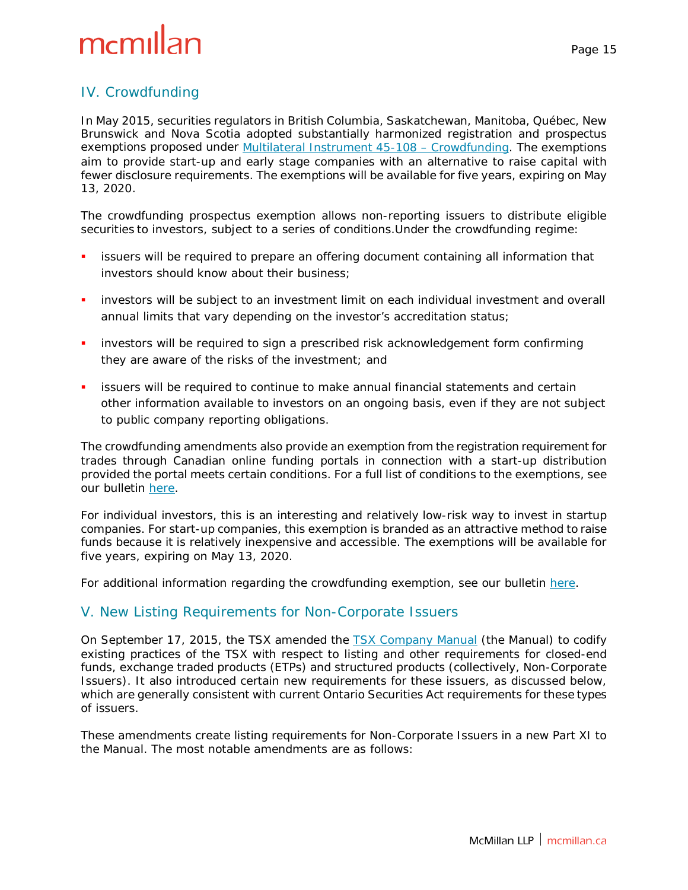## IV. Crowdfunding

In May 2015, securities regulators in British Columbia, Saskatchewan, Manitoba, Québec, New Brunswick and Nova Scotia adopted substantially harmonized registration and prospectus exemptions proposed under Multilateral Instrument 45-108 – Crowdfunding. The exemptions aim to provide start-up and early stage companies with an alternative to raise capital with fewer disclosure requirements. The exemptions will be available for five years, expiring on May 13, 2020.

The crowdfunding prospectus exemption allows non-reporting issuers to distribute eligible securities to investors, subject to a series of conditions.Under the crowdfunding regime:

- issuers will be required to prepare an offering document containing all information that investors should know about their business;
- investors will be subject to an investment limit on each individual investment and overall annual limits that vary depending on the investor's accreditation status;
- investors will be required to sign a prescribed risk acknowledgement form confirming they are aware of the risks of the investment; and
- issuers will be required to continue to make annual financial statements and certain other information available to investors on an ongoing basis, even if they are not subject to public company reporting obligations.

The crowdfunding amendments also provide an exemption from the registration requirement for trades through Canadian online funding portals in connection with a start-up distribution provided the portal meets certain conditions. For a full list of conditions to the exemptions, see our bulletin here.

For individual investors, this is an interesting and relatively low-risk way to invest in startup companies. For start-up companies, this exemption is branded as an attractive method to raise funds because it is relatively inexpensive and accessible. The exemptions will be available for five years, expiring on May 13, 2020.

For additional information regarding the crowdfunding exemption, see our bulletin here.

## V. New Listing Requirements for Non-Corporate Issuers

On September 17, 2015, the TSX amended the TSX Company Manual (the Manual) to codify existing practices of the TSX with respect to listing and other requirements for closed-end funds, exchange traded products (ETPs) and structured products (collectively, Non-Corporate Issuers). It also introduced certain new requirements for these issuers, as discussed below, which are generally consistent with current Ontario Securities Act requirements for these types of issuers.

These amendments create listing requirements for Non-Corporate Issuers in a new Part XI to the Manual. The most notable amendments are as follows: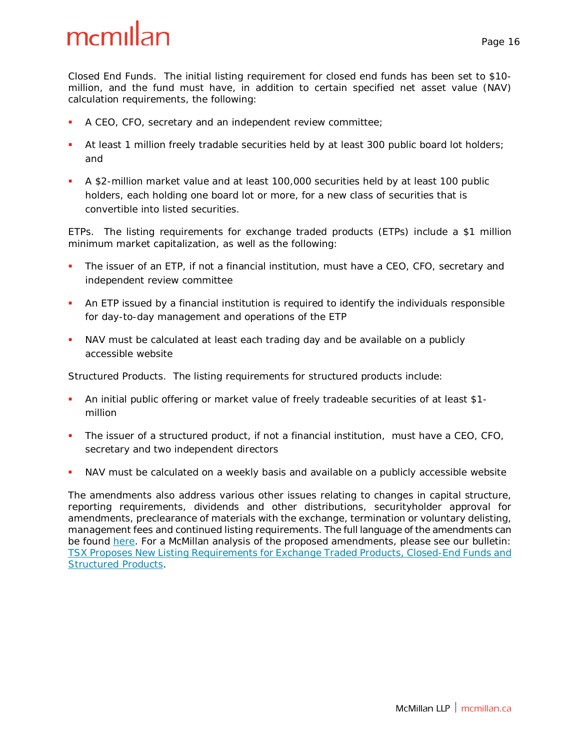Closed End Funds. The initial listing requirement for closed end funds has been set to $10-million, and the fund must have, in addition to certain specified net asset value (NAV) calculation requirements, the following:

- A CEO, CFO, secretary and an independent review committee;
- At least 1 million freely tradable securities held by at least 300 public board lot holders; and
- A $2-million market value and at least 100,000 securities held by at least 100 public holders, each holding one board lot or more, for a new class of securities that is convertible into listed securities.

ETPs. The listing requirements for exchange traded products (ETPs) include a $1 million minimum market capitalization, as well as the following:

- The issuer of an ETP, if not a financial institution, must have a CEO, CFO, secretary and independent review committee
- An ETP issued by a financial institution is required to identify the individuals responsible for day-to-day management and operations of the ETP
- NAV must be calculated at least each trading day and be available on a publicly accessible website

Structured Products. The listing requirements for structured products include:

- An initial public offering or market value of freely tradeable securities of at least $1-million
- The issuer of a structured product, if not a financial institution, must have a CEO, CFO, secretary and two independent directors
- NAV must be calculated on a weekly basis and available on a publicly accessible website

The amendments also address various other issues relating to changes in capital structure, reporting requirements, dividends and other distributions, securityholder approval for amendments, preclearance of materials with the exchange, termination or voluntary delisting, management fees and continued listing requirements. The full language of the amendments can be found here. For a McMillan analysis of the proposed amendments, please see our bulletin: TSX Proposes New Listing Requirements for Exchange Traded Products, Closed-End Funds and Structured Products.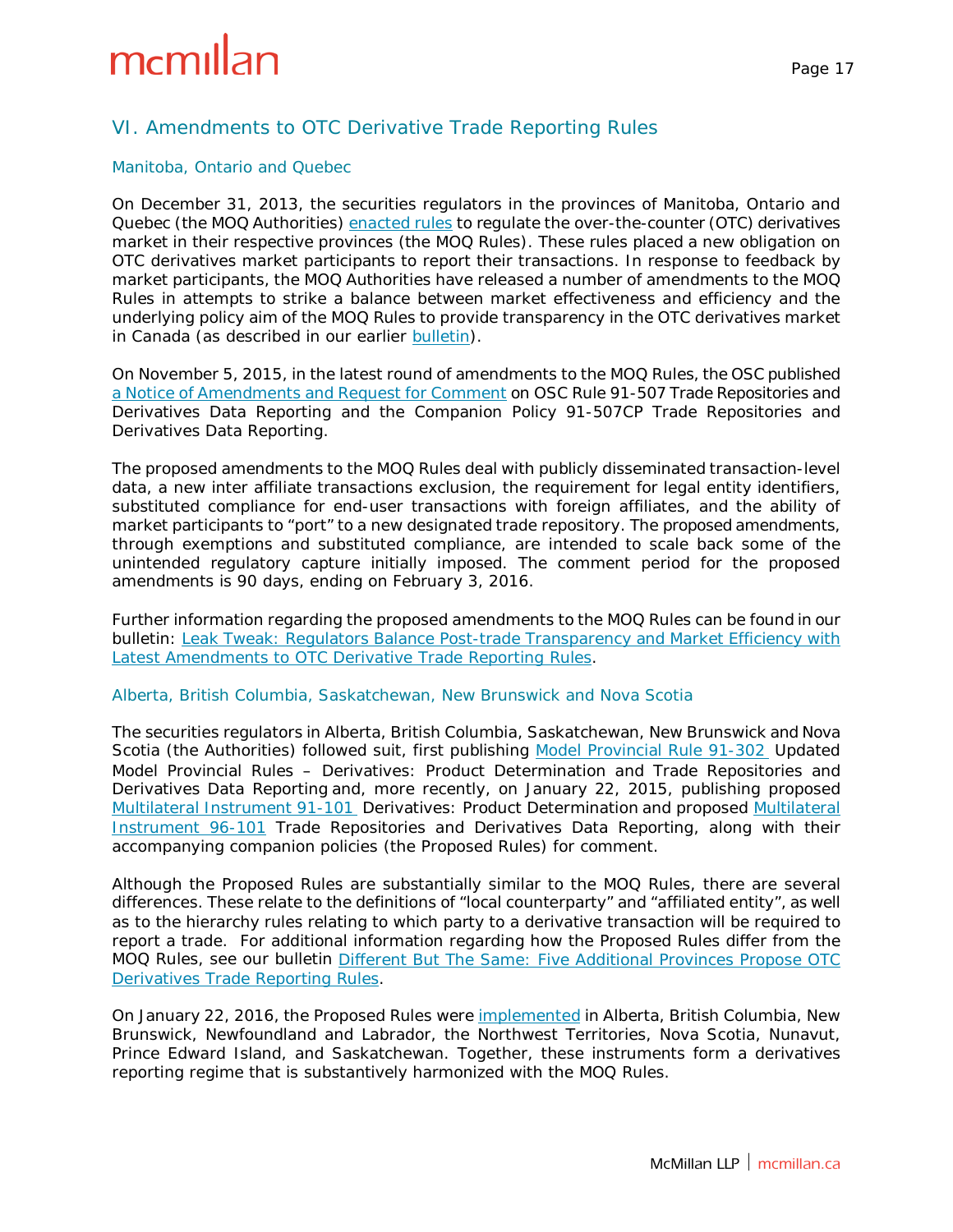## VI. Amendments to OTC Derivative Trade Reporting Rules

### Manitoba, Ontario and Quebec

On December 31, 2013, the securities regulators in the provinces of Manitoba, Ontario and Quebec (the MOQ Authorities) enacted rules to regulate the over-the-counter (OTC) derivatives market in their respective provinces (the MOQ Rules). These rules placed a new obligation on OTC derivatives market participants to report their transactions. In response to feedback by market participants, the MOQ Authorities have released a number of amendments to the MOQ Rules in attempts to strike a balance between market effectiveness and efficiency and the underlying policy aim of the MOQ Rules to provide transparency in the OTC derivatives market in Canada (as described in our earlier bulletin).

On November 5, 2015, in the latest round of amendments to the MOQ Rules, the OSC published a Notice of Amendments and Request for Comment on OSC Rule 91-507 Trade Repositories and Derivatives Data Reporting and the Companion Policy 91-507CP Trade Repositories and Derivatives Data Reporting.

The proposed amendments to the MOQ Rules deal with publicly disseminated transaction-level data, a new inter affiliate transactions exclusion, the requirement for legal entity identifiers, substituted compliance for end-user transactions with foreign affiliates, and the ability of market participants to "port" to a new designated trade repository. The proposed amendments, through exemptions and substituted compliance, are intended to scale back some of the unintended regulatory capture initially imposed. The comment period for the proposed amendments is 90 days, ending on February 3, 2016.

Further information regarding the proposed amendments to the MOQ Rules can be found in our bulletin: Leak Tweak: Regulators Balance Post-trade Transparency and Market Efficiency with Latest Amendments to OTC Derivative Trade Reporting Rules.

### Alberta, British Columbia, Saskatchewan, New Brunswick and Nova Scotia

The securities regulators in Alberta, British Columbia, Saskatchewan, New Brunswick and Nova Scotia (the Authorities) followed suit, first publishing Model Provincial Rule 91-302 Updated Model Provincial Rules – Derivatives: Product Determination and Trade Repositories and Derivatives Data Reporting and, more recently, on January 22, 2015, publishing proposed Multilateral Instrument 91-101 Derivatives: Product Determination and proposed Multilateral Instrument 96-101 Trade Repositories and Derivatives Data Reporting, along with their accompanying companion policies (the Proposed Rules) for comment.

Although the Proposed Rules are substantially similar to the MOQ Rules, there are several differences. These relate to the definitions of "local counterparty" and "affiliated entity", as well as to the hierarchy rules relating to which party to a derivative transaction will be required to report a trade. For additional information regarding how the Proposed Rules differ from the MOQ Rules, see our bulletin Different But The Same: Five Additional Provinces Propose OTC Derivatives Trade Reporting Rules.

On January 22, 2016, the Proposed Rules were implemented in Alberta, British Columbia, New Brunswick, Newfoundland and Labrador, the Northwest Territories, Nova Scotia, Nunavut, Prince Edward Island, and Saskatchewan. Together, these instruments form a derivatives reporting regime that is substantively harmonized with the MOQ Rules.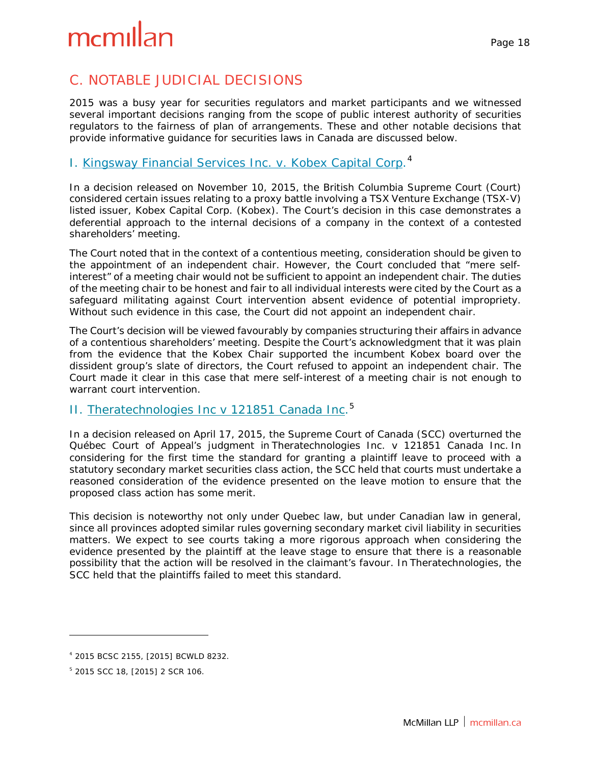## C. NOTABLE JUDICIAL DECISIONS

2015 was a busy year for securities regulators and market participants and we witnessed several important decisions ranging from the scope of public interest authority of securities regulators to the fairness of plan of arrangements. These and other notable decisions that provide informative guidance for securities laws in Canada are discussed below.

### I. Kingsway Financial Services Inc. v. Kobex Capital Corp.[4]

In a decision released on November 10, 2015, the British Columbia Supreme Court (Court) considered certain issues relating to a proxy battle involving a TSX Venture Exchange (TSX-V) listed issuer, Kobex Capital Corp. (Kobex). The Court's decision in this case demonstrates a deferential approach to the internal decisions of a company in the context of a contested shareholders' meeting.

The Court noted that in the context of a contentious meeting, consideration should be given to the appointment of an independent chair. However, the Court concluded that "mere self-interest" of a meeting chair would not be sufficient to appoint an independent chair. The duties of the meeting chair to be honest and fair to all individual interests were cited by the Court as a safeguard militating against Court intervention absent evidence of potential impropriety. Without such evidence in this case, the Court did not appoint an independent chair.

The Court's decision will be viewed favourably by companies structuring their affairs in advance of a contentious shareholders' meeting. Despite the Court's acknowledgment that it was plain from the evidence that the Kobex Chair supported the incumbent Kobex board over the dissident group's slate of directors, the Court refused to appoint an independent chair. The Court made it clear in this case that mere self-interest of a meeting chair is not enough to warrant court intervention.

### II. Theratechnologies Inc v 121851 Canada Inc.[5]

In a decision released on April 17, 2015, the Supreme Court of Canada (SCC) overturned the Québec Court of Appeal's judgment in *Theratechnologies Inc. v 121851 Canada Inc.* In considering for the first time the standard for granting a plaintiff leave to proceed with a statutory secondary market securities class action, the SCC held that courts must undertake a reasoned consideration of the evidence presented on the leave motion to ensure that the proposed class action has some merit.

This decision is noteworthy not only under Quebec law, but under Canadian law in general, since all provinces adopted similar rules governing secondary market civil liability in securities matters. We expect to see courts taking a more rigorous approach when considering the evidence presented by the plaintiff at the leave stage to ensure that there is a reasonable possibility that the action will be resolved in the claimant's favour. In *Theratechnologies*, the SCC held that the plaintiffs failed to meet this standard.

---

[4] 2015 BCSC 2155, [2015] BCWLD 8232.

[5] 2015 SCC 18, [2015] 2 SCR 106.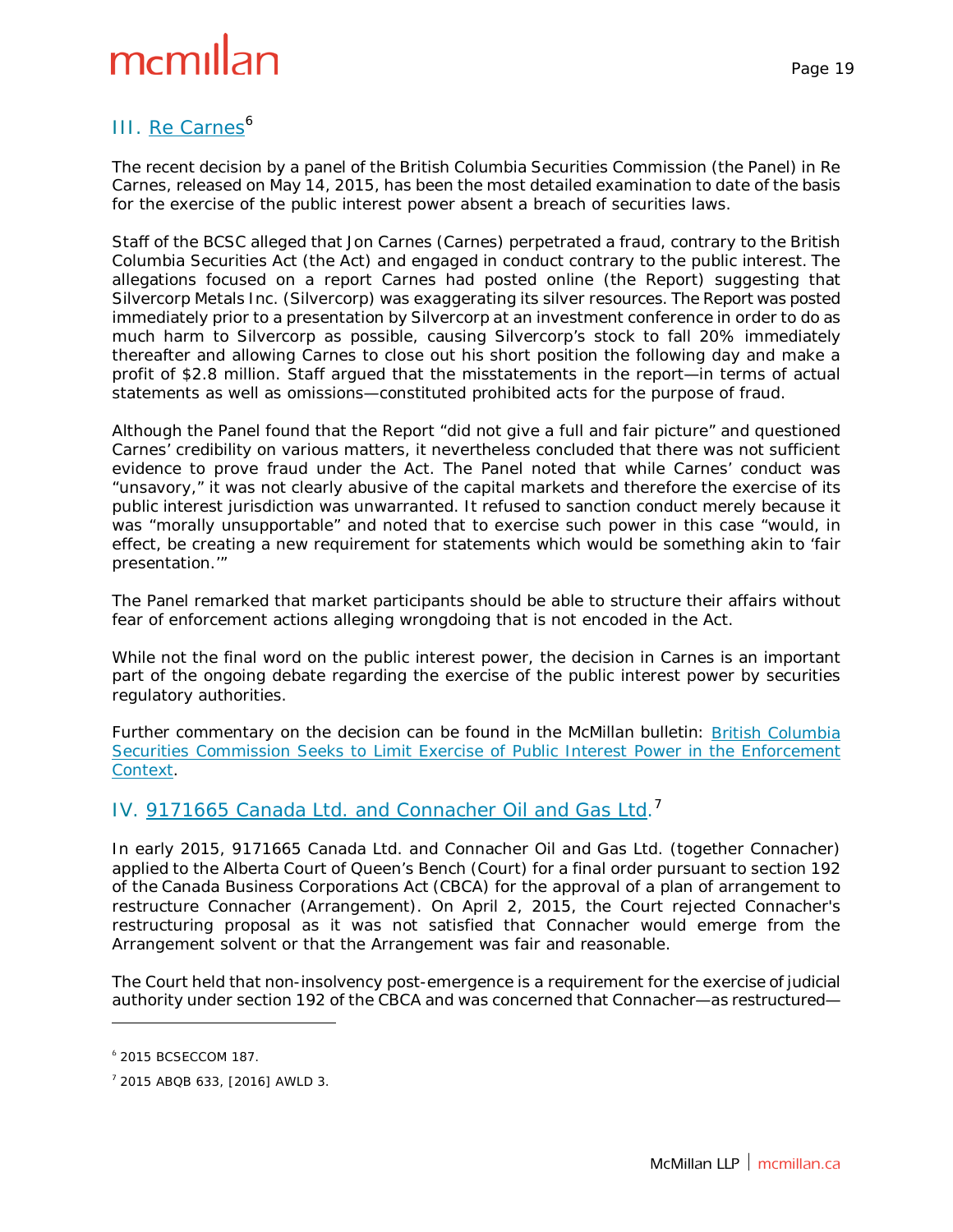## III. Re Carnes[6]

The recent decision by a panel of the British Columbia Securities Commission (the Panel) in Re Carnes, released on May 14, 2015, has been the most detailed examination to date of the basis for the exercise of the public interest power absent a breach of securities laws.

Staff of the BCSC alleged that Jon Carnes (Carnes) perpetrated a fraud, contrary to the British Columbia Securities Act (the Act) and engaged in conduct contrary to the public interest. The allegations focused on a report Carnes had posted online (the Report) suggesting that Silvercorp Metals Inc. (Silvercorp) was exaggerating its silver resources. The Report was posted immediately prior to a presentation by Silvercorp at an investment conference in order to do as much harm to Silvercorp as possible, causing Silvercorp's stock to fall 20% immediately thereafter and allowing Carnes to close out his short position the following day and make a profit of $2.8 million. Staff argued that the misstatements in the report—in terms of actual statements as well as omissions—constituted prohibited acts for the purpose of fraud.

Although the Panel found that the Report "did not give a full and fair picture" and questioned Carnes' credibility on various matters, it nevertheless concluded that there was not sufficient evidence to prove fraud under the Act. The Panel noted that while Carnes' conduct was "unsavory," it was not clearly abusive of the capital markets and therefore the exercise of its public interest jurisdiction was unwarranted. It refused to sanction conduct merely because it was "morally unsupportable" and noted that to exercise such power in this case "would, in effect, be creating a new requirement for statements which would be something akin to 'fair presentation.'"

The Panel remarked that market participants should be able to structure their affairs without fear of enforcement actions alleging wrongdoing that is not encoded in the Act.

While not the final word on the public interest power, the decision in Carnes is an important part of the ongoing debate regarding the exercise of the public interest power by securities regulatory authorities.

Further commentary on the decision can be found in the McMillan bulletin: British Columbia Securities Commission Seeks to Limit Exercise of Public Interest Power in the Enforcement Context.

## IV. 9171665 Canada Ltd. and Connacher Oil and Gas Ltd.[7]

In early 2015, 9171665 Canada Ltd. and Connacher Oil and Gas Ltd. (together Connacher) applied to the Alberta Court of Queen's Bench (Court) for a final order pursuant to section 192 of the Canada Business Corporations Act (CBCA) for the approval of a plan of arrangement to restructure Connacher (Arrangement). On April 2, 2015, the Court rejected Connacher's restructuring proposal as it was not satisfied that Connacher would emerge from the Arrangement solvent or that the Arrangement was fair and reasonable.

The Court held that non-insolvency post-emergence is a requirement for the exercise of judicial authority under section 192 of the CBCA and was concerned that Connacher—as restructured—

---

[6] 2015 BCSECCOM 187.

[7] 2015 ABQB 633, [2016] AWLD 3.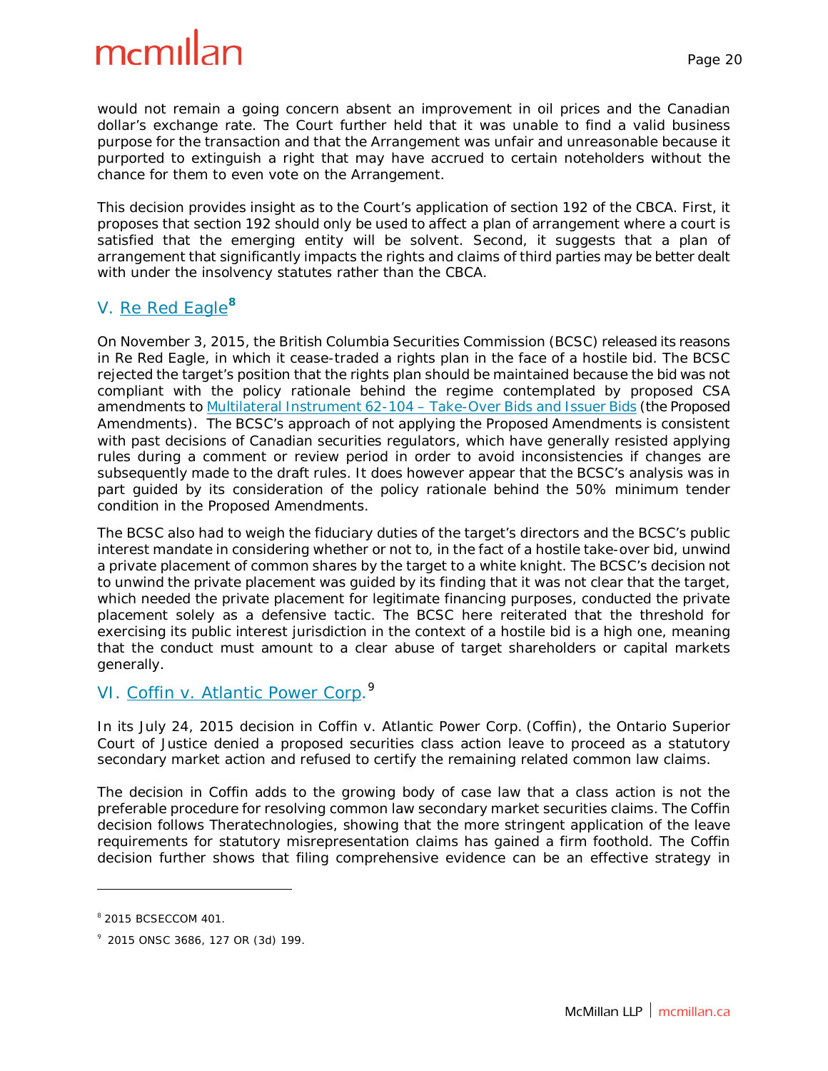would not remain a going concern absent an improvement in oil prices and the Canadian dollar's exchange rate. The Court further held that it was unable to find a valid business purpose for the transaction and that the Arrangement was unfair and unreasonable because it purported to extinguish a right that may have accrued to certain noteholders without the chance for them to even vote on the Arrangement.

This decision provides insight as to the Court's application of section 192 of the CBCA. First, it proposes that section 192 should only be used to affect a plan of arrangement where a court is satisfied that the emerging entity will be solvent. Second, it suggests that a plan of arrangement that significantly impacts the rights and claims of third parties may be better dealt with under the insolvency statutes rather than the CBCA.

## V. Re Red Eagle[8]

On November 3, 2015, the British Columbia Securities Commission (BCSC) released its reasons in Re Red Eagle, in which it cease-traded a rights plan in the face of a hostile bid. The BCSC rejected the target's position that the rights plan should be maintained because the bid was not compliant with the policy rationale behind the regime contemplated by proposed CSA amendments to Multilateral Instrument 62-104 – Take-Over Bids and Issuer Bids (the Proposed Amendments). The BCSC's approach of not applying the Proposed Amendments is consistent with past decisions of Canadian securities regulators, which have generally resisted applying rules during a comment or review period in order to avoid inconsistencies if changes are subsequently made to the draft rules. It does however appear that the BCSC's analysis was in part guided by its consideration of the policy rationale behind the 50% minimum tender condition in the Proposed Amendments.

The BCSC also had to weigh the fiduciary duties of the target's directors and the BCSC's public interest mandate in considering whether or not to, in the fact of a hostile take-over bid, unwind a private placement of common shares by the target to a white knight. The BCSC's decision not to unwind the private placement was guided by its finding that it was not clear that the target, which needed the private placement for legitimate financing purposes, conducted the private placement solely as a defensive tactic. The BCSC here reiterated that the threshold for exercising its public interest jurisdiction in the context of a hostile bid is a high one, meaning that the conduct must amount to a clear abuse of target shareholders or capital markets generally.

## VI. Coffin v. Atlantic Power Corp.[9]

In its July 24, 2015 decision in Coffin v. Atlantic Power Corp. (Coffin), the Ontario Superior Court of Justice denied a proposed securities class action leave to proceed as a statutory secondary market action and refused to certify the remaining related common law claims.

The decision in Coffin adds to the growing body of case law that a class action is not the preferable procedure for resolving common law secondary market securities claims. The Coffin decision follows Theratechnologies, showing that the more stringent application of the leave requirements for statutory misrepresentation claims has gained a firm foothold. The Coffin decision further shows that filing comprehensive evidence can be an effective strategy in

---

[8] 2015 BCSECCOM 401.

[9] 2015 ONSC 3686, 127 OR (3d) 199.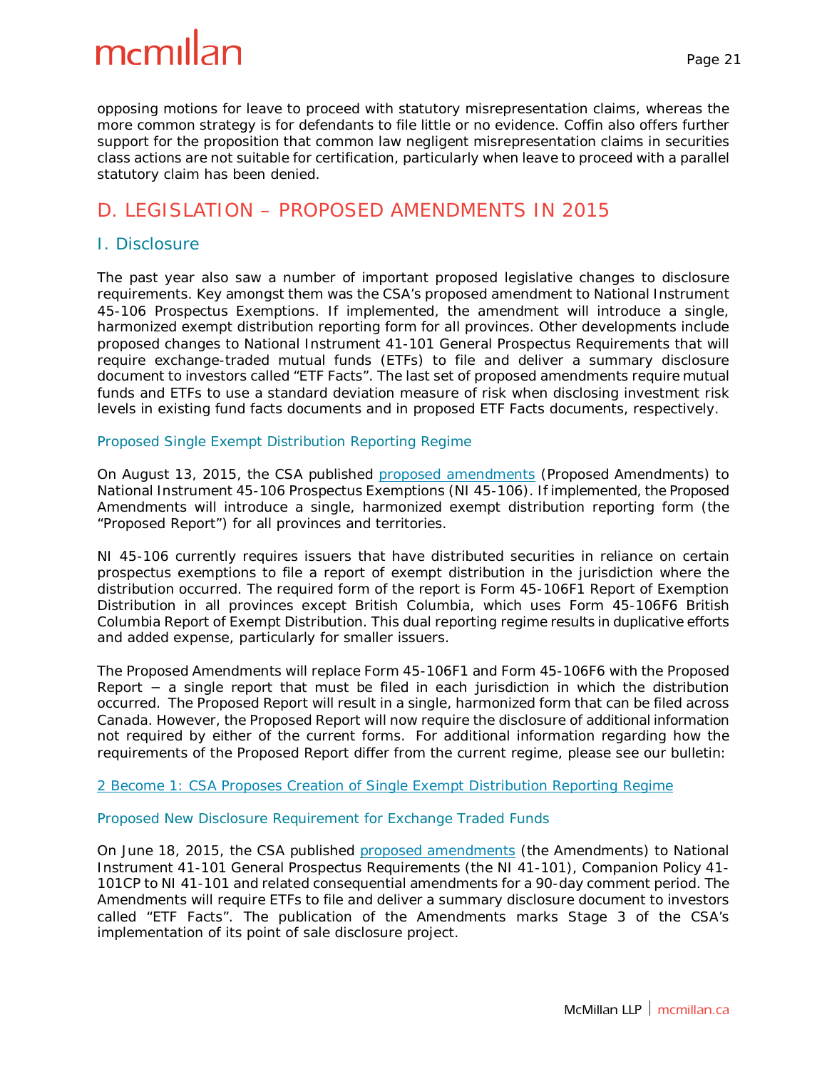opposing motions for leave to proceed with statutory misrepresentation claims, whereas the more common strategy is for defendants to file little or no evidence. Coffin also offers further support for the proposition that common law negligent misrepresentation claims in securities class actions are not suitable for certification, particularly when leave to proceed with a parallel statutory claim has been denied.

## D. LEGISLATION – PROPOSED AMENDMENTS IN 2015

### I. Disclosure

The past year also saw a number of important proposed legislative changes to disclosure requirements. Key amongst them was the CSA's proposed amendment to National Instrument 45-106 Prospectus Exemptions. If implemented, the amendment will introduce a single, harmonized exempt distribution reporting form for all provinces. Other developments include proposed changes to National Instrument 41-101 General Prospectus Requirements that will require exchange-traded mutual funds (ETFs) to file and deliver a summary disclosure document to investors called "ETF Facts". The last set of proposed amendments require mutual funds and ETFs to use a standard deviation measure of risk when disclosing investment risk levels in existing fund facts documents and in proposed ETF Facts documents, respectively.

#### Proposed Single Exempt Distribution Reporting Regime

On August 13, 2015, the CSA published proposed amendments (Proposed Amendments) to National Instrument 45-106 Prospectus Exemptions (NI 45-106). If implemented, the Proposed Amendments will introduce a single, harmonized exempt distribution reporting form (the "Proposed Report") for all provinces and territories.

NI 45-106 currently requires issuers that have distributed securities in reliance on certain prospectus exemptions to file a report of exempt distribution in the jurisdiction where the distribution occurred. The required form of the report is Form 45-106F1 Report of Exemption Distribution in all provinces except British Columbia, which uses Form 45-106F6 British Columbia Report of Exempt Distribution. This dual reporting regime results in duplicative efforts and added expense, particularly for smaller issuers.

The Proposed Amendments will replace Form 45-106F1 and Form 45-106F6 with the Proposed Report – a single report that must be filed in each jurisdiction in which the distribution occurred. The Proposed Report will result in a single, harmonized form that can be filed across Canada. However, the Proposed Report will now require the disclosure of additional information not required by either of the current forms. For additional information regarding how the requirements of the Proposed Report differ from the current regime, please see our bulletin:

2 Become 1: CSA Proposes Creation of Single Exempt Distribution Reporting Regime

#### Proposed New Disclosure Requirement for Exchange Traded Funds

On June 18, 2015, the CSA published proposed amendments (the Amendments) to National Instrument 41-101 General Prospectus Requirements (the NI 41-101), Companion Policy 41-101CP to NI 41-101 and related consequential amendments for a 90-day comment period. The Amendments will require ETFs to file and deliver a summary disclosure document to investors called "ETF Facts". The publication of the Amendments marks Stage 3 of the CSA's implementation of its point of sale disclosure project.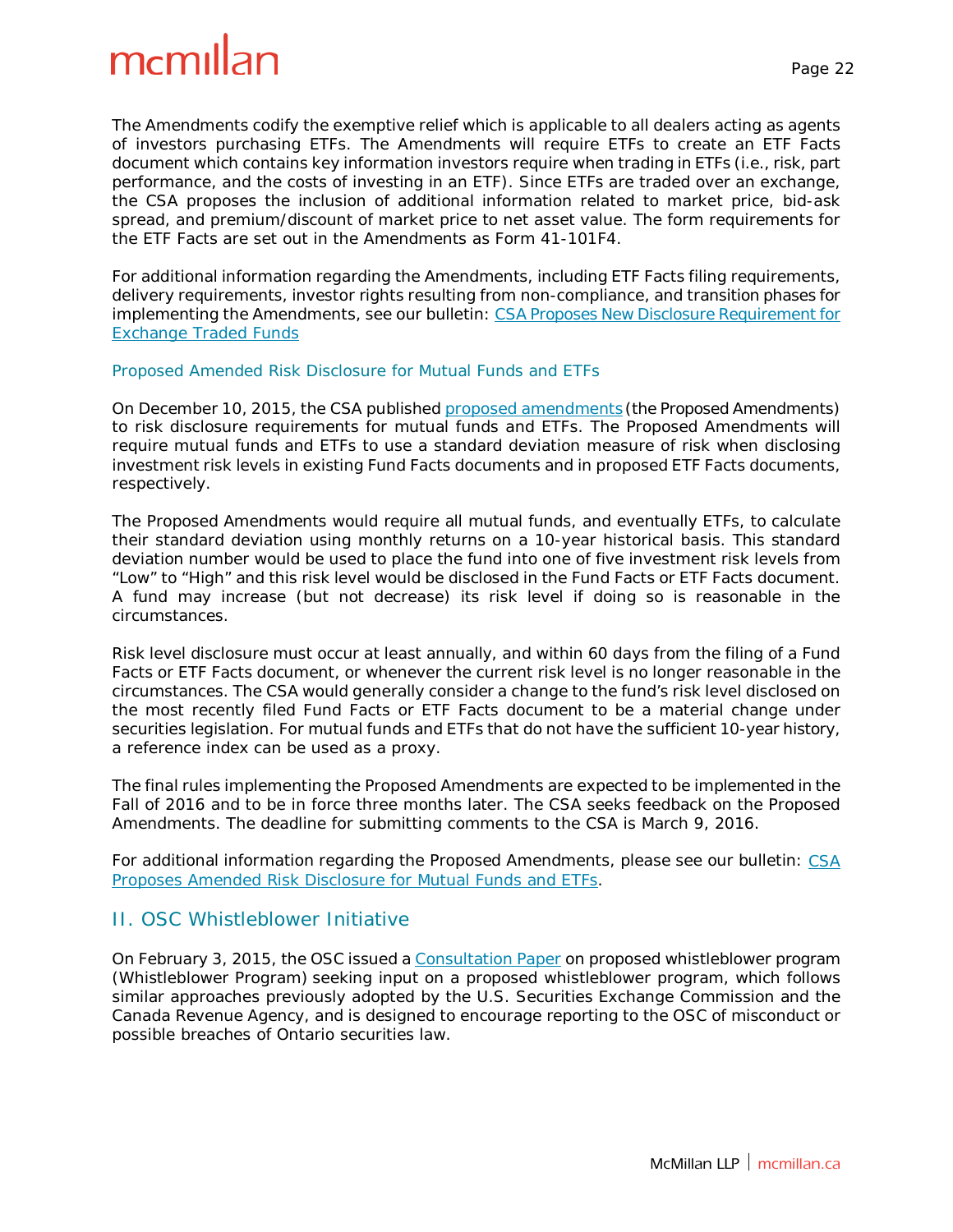The Amendments codify the exemptive relief which is applicable to all dealers acting as agents of investors purchasing ETFs. The Amendments will require ETFs to create an ETF Facts document which contains key information investors require when trading in ETFs (i.e., risk, part performance, and the costs of investing in an ETF). Since ETFs are traded over an exchange, the CSA proposes the inclusion of additional information related to market price, bid-ask spread, and premium/discount of market price to net asset value. The form requirements for the ETF Facts are set out in the Amendments as Form 41-101F4.

For additional information regarding the Amendments, including ETF Facts filing requirements, delivery requirements, investor rights resulting from non-compliance, and transition phases for implementing the Amendments, see our bulletin: [CSA Proposes New Disclosure Requirement for Exchange Traded Funds]

### Proposed Amended Risk Disclosure for Mutual Funds and ETFs

On December 10, 2015, the CSA published [proposed amendments] (the Proposed Amendments) to risk disclosure requirements for mutual funds and ETFs. The Proposed Amendments will require mutual funds and ETFs to use a standard deviation measure of risk when disclosing investment risk levels in existing Fund Facts documents and in proposed ETF Facts documents, respectively.

The Proposed Amendments would require all mutual funds, and eventually ETFs, to calculate their standard deviation using monthly returns on a 10-year historical basis. This standard deviation number would be used to place the fund into one of five investment risk levels from "Low" to "High" and this risk level would be disclosed in the Fund Facts or ETF Facts document. A fund may increase (but not decrease) its risk level if doing so is reasonable in the circumstances.

Risk level disclosure must occur at least annually, and within 60 days from the filing of a Fund Facts or ETF Facts document, or whenever the current risk level is no longer reasonable in the circumstances. The CSA would generally consider a change to the fund's risk level disclosed on the most recently filed Fund Facts or ETF Facts document to be a material change under securities legislation. For mutual funds and ETFs that do not have the sufficient 10-year history, a reference index can be used as a proxy.

The final rules implementing the Proposed Amendments are expected to be implemented in the Fall of 2016 and to be in force three months later. The CSA seeks feedback on the Proposed Amendments. The deadline for submitting comments to the CSA is March 9, 2016.

For additional information regarding the Proposed Amendments, please see our bulletin: [CSA Proposes Amended Risk Disclosure for Mutual Funds and ETFs].

## II. OSC Whistleblower Initiative

On February 3, 2015, the OSC issued a [Consultation Paper] on proposed whistleblower program (Whistleblower Program) seeking input on a proposed whistleblower program, which follows similar approaches previously adopted by the U.S. Securities Exchange Commission and the Canada Revenue Agency, and is designed to encourage reporting to the OSC of misconduct or possible breaches of Ontario securities law.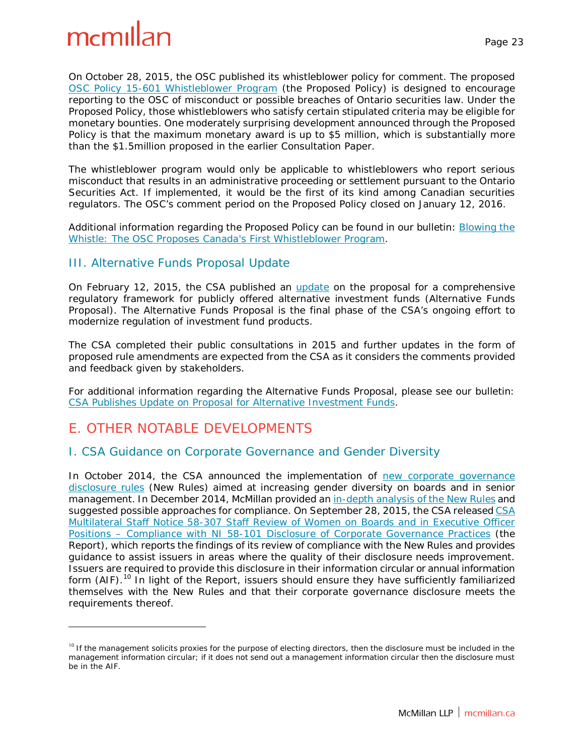On October 28, 2015, the OSC published its whistleblower policy for comment. The proposed OSC Policy 15-601 Whistleblower Program (the Proposed Policy) is designed to encourage reporting to the OSC of misconduct or possible breaches of Ontario securities law. Under the Proposed Policy, those whistleblowers who satisfy certain stipulated criteria may be eligible for monetary bounties. One moderately surprising development announced through the Proposed Policy is that the maximum monetary award is up to $5 million, which is substantially more than the $1.5million proposed in the earlier Consultation Paper.

The whistleblower program would only be applicable to whistleblowers who report serious misconduct that results in an administrative proceeding or settlement pursuant to the Ontario Securities Act. If implemented, it would be the first of its kind among Canadian securities regulators. The OSC's comment period on the Proposed Policy closed on January 12, 2016.

Additional information regarding the Proposed Policy can be found in our bulletin: Blowing the Whistle: The OSC Proposes Canada's First Whistleblower Program.

### III. Alternative Funds Proposal Update

On February 12, 2015, the CSA published an update on the proposal for a comprehensive regulatory framework for publicly offered alternative investment funds (Alternative Funds Proposal). The Alternative Funds Proposal is the final phase of the CSA's ongoing effort to modernize regulation of investment fund products.

The CSA completed their public consultations in 2015 and further updates in the form of proposed rule amendments are expected from the CSA as it considers the comments provided and feedback given by stakeholders.

For additional information regarding the Alternative Funds Proposal, please see our bulletin: CSA Publishes Update on Proposal for Alternative Investment Funds.

## E. OTHER NOTABLE DEVELOPMENTS

### I. CSA Guidance on Corporate Governance and Gender Diversity

In October 2014, the CSA announced the implementation of new corporate governance disclosure rules (New Rules) aimed at increasing gender diversity on boards and in senior management. In December 2014, McMillan provided an in-depth analysis of the New Rules and suggested possible approaches for compliance. On September 28, 2015, the CSA released CSA Multilateral Staff Notice 58-307 Staff Review of Women on Boards and in Executive Officer Positions – Compliance with NI 58-101 Disclosure of Corporate Governance Practices (the Report), which reports the findings of its review of compliance with the New Rules and provides guidance to assist issuers in areas where the quality of their disclosure needs improvement. Issuers are required to provide this disclosure in their information circular or annual information form (AIF).[10] In light of the Report, issuers should ensure they have sufficiently familiarized themselves with the New Rules and that their corporate governance disclosure meets the requirements thereof.

---

[10] If the management solicits proxies for the purpose of electing directors, then the disclosure must be included in the management information circular; if it does not send out a management information circular then the disclosure must be in the AIF.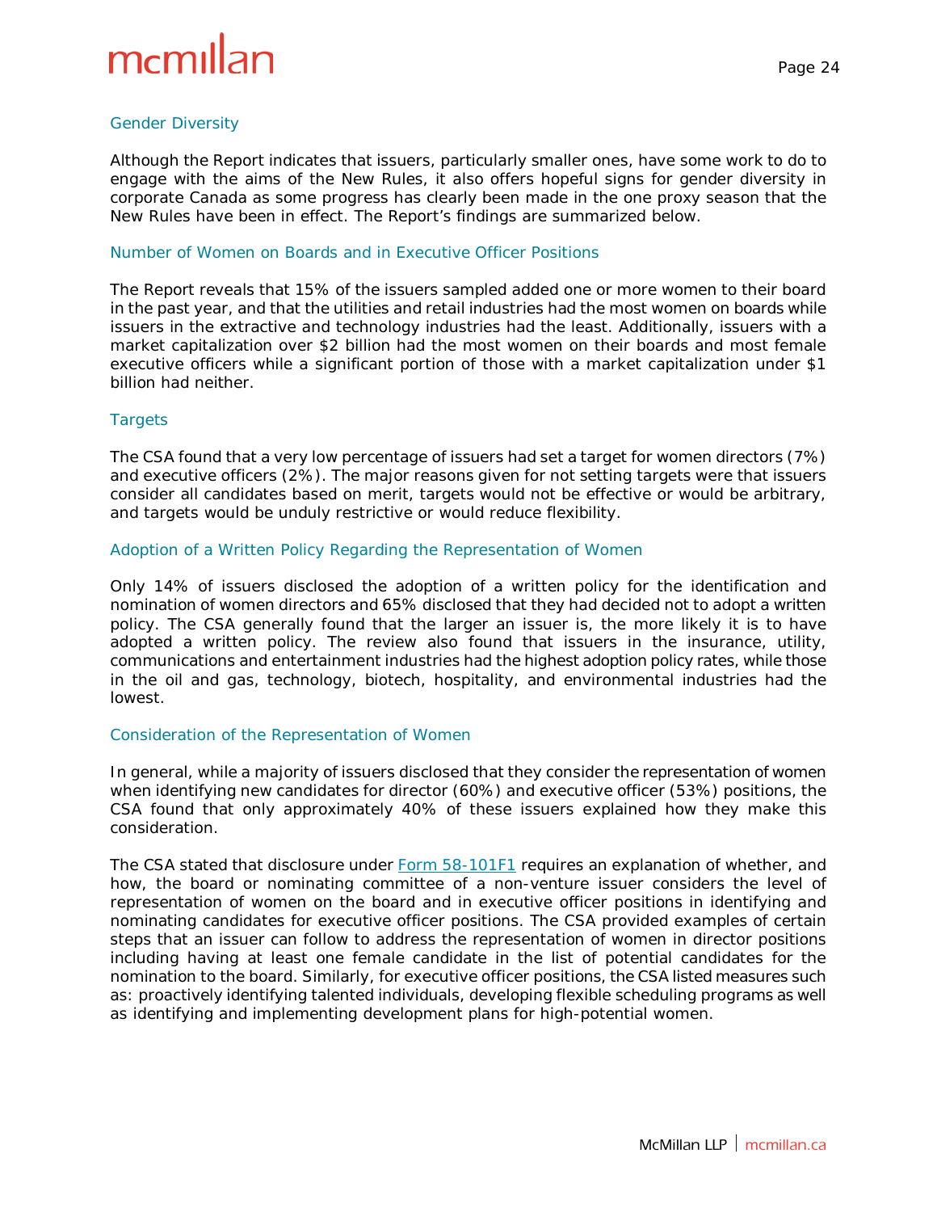## Gender Diversity

Although the Report indicates that issuers, particularly smaller ones, have some work to do to engage with the aims of the New Rules, it also offers hopeful signs for gender diversity in corporate Canada as some progress has clearly been made in the one proxy season that the New Rules have been in effect. The Report's findings are summarized below.

### Number of Women on Boards and in Executive Officer Positions

The Report reveals that 15% of the issuers sampled added one or more women to their board in the past year, and that the utilities and retail industries had the most women on boards while issuers in the extractive and technology industries had the least. Additionally, issuers with a market capitalization over $2 billion had the most women on their boards and most female executive officers while a significant portion of those with a market capitalization under $1 billion had neither.

### Targets

The CSA found that a very low percentage of issuers had set a target for women directors (7%) and executive officers (2%). The major reasons given for not setting targets were that issuers consider all candidates based on merit, targets would not be effective or would be arbitrary, and targets would be unduly restrictive or would reduce flexibility.

### Adoption of a Written Policy Regarding the Representation of Women

Only 14% of issuers disclosed the adoption of a written policy for the identification and nomination of women directors and 65% disclosed that they had decided not to adopt a written policy. The CSA generally found that the larger an issuer is, the more likely it is to have adopted a written policy. The review also found that issuers in the insurance, utility, communications and entertainment industries had the highest adoption policy rates, while those in the oil and gas, technology, biotech, hospitality, and environmental industries had the lowest.

### Consideration of the Representation of Women

In general, while a majority of issuers disclosed that they consider the representation of women when identifying new candidates for director (60%) and executive officer (53%) positions, the CSA found that only approximately 40% of these issuers explained how they make this consideration.

The CSA stated that disclosure under Form 58-101F1 requires an explanation of whether, and how, the board or nominating committee of a non-venture issuer considers the level of representation of women on the board and in executive officer positions in identifying and nominating candidates for executive officer positions. The CSA provided examples of certain steps that an issuer can follow to address the representation of women in director positions including having at least one female candidate in the list of potential candidates for the nomination to the board. Similarly, for executive officer positions, the CSA listed measures such as: proactively identifying talented individuals, developing flexible scheduling programs as well as identifying and implementing development plans for high-potential women.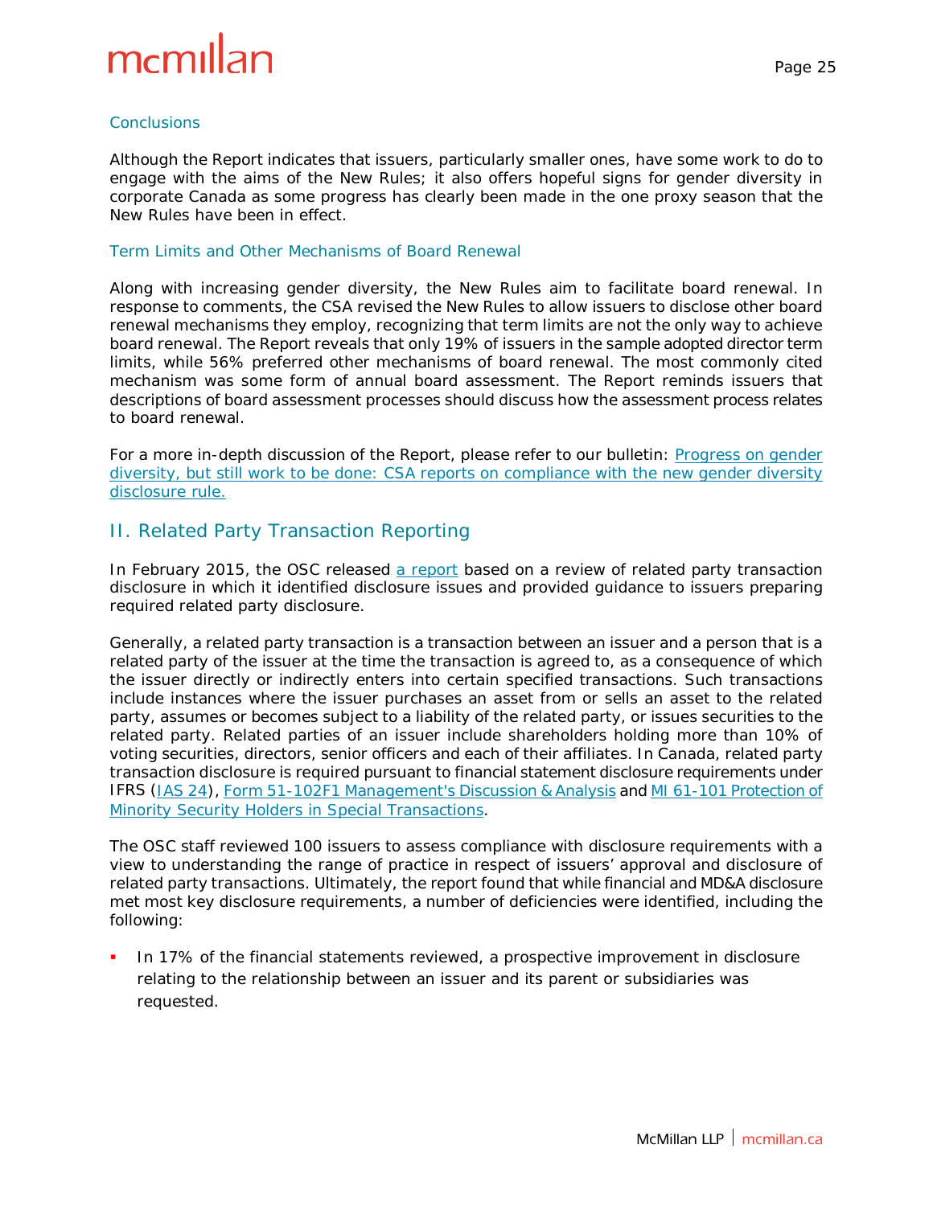### Conclusions

Although the Report indicates that issuers, particularly smaller ones, have some work to do to engage with the aims of the New Rules; it also offers hopeful signs for gender diversity in corporate Canada as some progress has clearly been made in the one proxy season that the New Rules have been in effect.

### Term Limits and Other Mechanisms of Board Renewal

Along with increasing gender diversity, the New Rules aim to facilitate board renewal. In response to comments, the CSA revised the New Rules to allow issuers to disclose other board renewal mechanisms they employ, recognizing that term limits are not the only way to achieve board renewal. The Report reveals that only 19% of issuers in the sample adopted director term limits, while 56% preferred other mechanisms of board renewal. The most commonly cited mechanism was some form of annual board assessment. The Report reminds issuers that descriptions of board assessment processes should discuss how the assessment process relates to board renewal.

For a more in-depth discussion of the Report, please refer to our bulletin: Progress on gender diversity, but still work to be done: CSA reports on compliance with the new gender diversity disclosure rule.

## II. Related Party Transaction Reporting

In February 2015, the OSC released a report based on a review of related party transaction disclosure in which it identified disclosure issues and provided guidance to issuers preparing required related party disclosure.

Generally, a related party transaction is a transaction between an issuer and a person that is a related party of the issuer at the time the transaction is agreed to, as a consequence of which the issuer directly or indirectly enters into certain specified transactions. Such transactions include instances where the issuer purchases an asset from or sells an asset to the related party, assumes or becomes subject to a liability of the related party, or issues securities to the related party. Related parties of an issuer include shareholders holding more than 10% of voting securities, directors, senior officers and each of their affiliates. In Canada, related party transaction disclosure is required pursuant to financial statement disclosure requirements under IFRS (IAS 24), Form 51-102F1 Management's Discussion & Analysis and MI 61-101 Protection of Minority Security Holders in Special Transactions.

The OSC staff reviewed 100 issuers to assess compliance with disclosure requirements with a view to understanding the range of practice in respect of issuers' approval and disclosure of related party transactions. Ultimately, the report found that while financial and MD&A disclosure met most key disclosure requirements, a number of deficiencies were identified, including the following:

- In 17% of the financial statements reviewed, a prospective improvement in disclosure relating to the relationship between an issuer and its parent or subsidiaries was requested.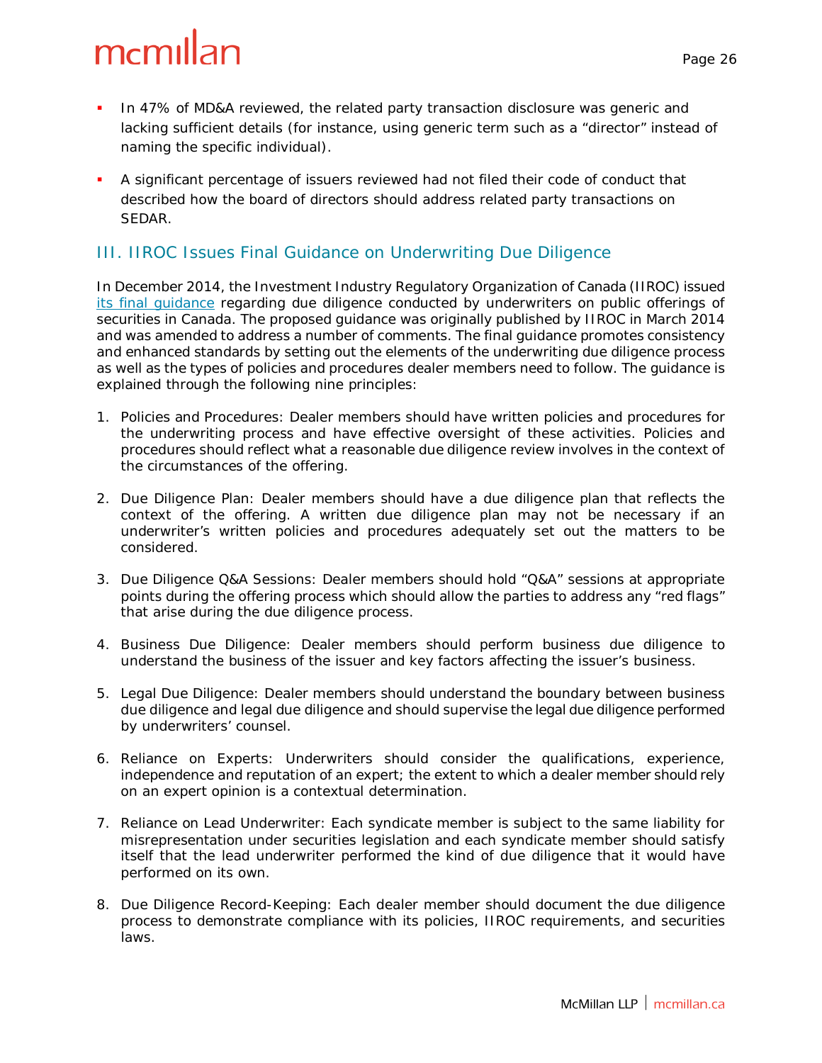- In 47% of MD&A reviewed, the related party transaction disclosure was generic and lacking sufficient details (for instance, using generic term such as a "director" instead of naming the specific individual).
- A significant percentage of issuers reviewed had not filed their code of conduct that described how the board of directors should address related party transactions on SEDAR.

## III. IIROC Issues Final Guidance on Underwriting Due Diligence

In December 2014, the Investment Industry Regulatory Organization of Canada (IIROC) issued its final guidance regarding due diligence conducted by underwriters on public offerings of securities in Canada. The proposed guidance was originally published by IIROC in March 2014 and was amended to address a number of comments. The final guidance promotes consistency and enhanced standards by setting out the elements of the underwriting due diligence process as well as the types of policies and procedures dealer members need to follow. The guidance is explained through the following nine principles:

1. Policies and Procedures: Dealer members should have written policies and procedures for the underwriting process and have effective oversight of these activities. Policies and procedures should reflect what a reasonable due diligence review involves in the context of the circumstances of the offering.

2. Due Diligence Plan: Dealer members should have a due diligence plan that reflects the context of the offering. A written due diligence plan may not be necessary if an underwriter's written policies and procedures adequately set out the matters to be considered.

3. Due Diligence Q&A Sessions: Dealer members should hold "Q&A" sessions at appropriate points during the offering process which should allow the parties to address any "red flags" that arise during the due diligence process.

4. Business Due Diligence: Dealer members should perform business due diligence to understand the business of the issuer and key factors affecting the issuer's business.

5. Legal Due Diligence: Dealer members should understand the boundary between business due diligence and legal due diligence and should supervise the legal due diligence performed by underwriters' counsel.

6. Reliance on Experts: Underwriters should consider the qualifications, experience, independence and reputation of an expert; the extent to which a dealer member should rely on an expert opinion is a contextual determination.

7. Reliance on Lead Underwriter: Each syndicate member is subject to the same liability for misrepresentation under securities legislation and each syndicate member should satisfy itself that the lead underwriter performed the kind of due diligence that it would have performed on its own.

8. Due Diligence Record-Keeping: Each dealer member should document the due diligence process to demonstrate compliance with its policies, IIROC requirements, and securities laws.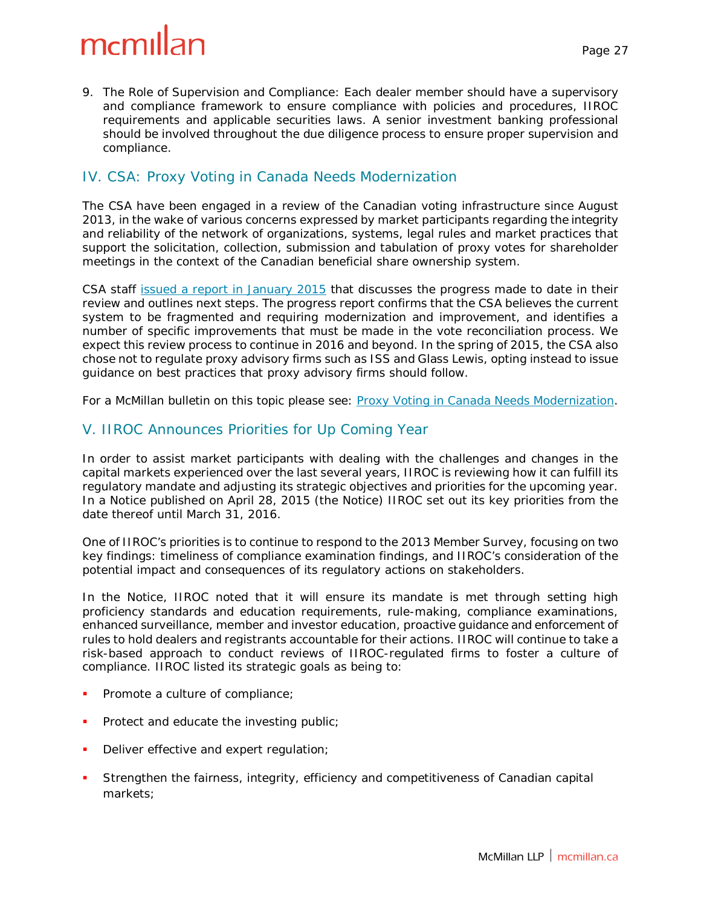9. The Role of Supervision and Compliance: Each dealer member should have a supervisory and compliance framework to ensure compliance with policies and procedures, IIROC requirements and applicable securities laws. A senior investment banking professional should be involved throughout the due diligence process to ensure proper supervision and compliance.

## IV. CSA: Proxy Voting in Canada Needs Modernization

The CSA have been engaged in a review of the Canadian voting infrastructure since August 2013, in the wake of various concerns expressed by market participants regarding the integrity and reliability of the network of organizations, systems, legal rules and market practices that support the solicitation, collection, submission and tabulation of proxy votes for shareholder meetings in the context of the Canadian beneficial share ownership system.

CSA staff issued a report in January 2015 that discusses the progress made to date in their review and outlines next steps. The progress report confirms that the CSA believes the current system to be fragmented and requiring modernization and improvement, and identifies a number of specific improvements that must be made in the vote reconciliation process. We expect this review process to continue in 2016 and beyond. In the spring of 2015, the CSA also chose not to regulate proxy advisory firms such as ISS and Glass Lewis, opting instead to issue guidance on best practices that proxy advisory firms should follow.

For a McMillan bulletin on this topic please see: Proxy Voting in Canada Needs Modernization.

## V. IIROC Announces Priorities for Up Coming Year

In order to assist market participants with dealing with the challenges and changes in the capital markets experienced over the last several years, IIROC is reviewing how it can fulfill its regulatory mandate and adjusting its strategic objectives and priorities for the upcoming year. In a Notice published on April 28, 2015 (the Notice) IIROC set out its key priorities from the date thereof until March 31, 2016.

One of IIROC's priorities is to continue to respond to the 2013 Member Survey, focusing on two key findings: timeliness of compliance examination findings, and IIROC's consideration of the potential impact and consequences of its regulatory actions on stakeholders.

In the Notice, IIROC noted that it will ensure its mandate is met through setting high proficiency standards and education requirements, rule-making, compliance examinations, enhanced surveillance, member and investor education, proactive guidance and enforcement of rules to hold dealers and registrants accountable for their actions. IIROC will continue to take a risk-based approach to conduct reviews of IIROC-regulated firms to foster a culture of compliance. IIROC listed its strategic goals as being to:

- Promote a culture of compliance;
- Protect and educate the investing public;
- Deliver effective and expert regulation;
- Strengthen the fairness, integrity, efficiency and competitiveness of Canadian capital markets;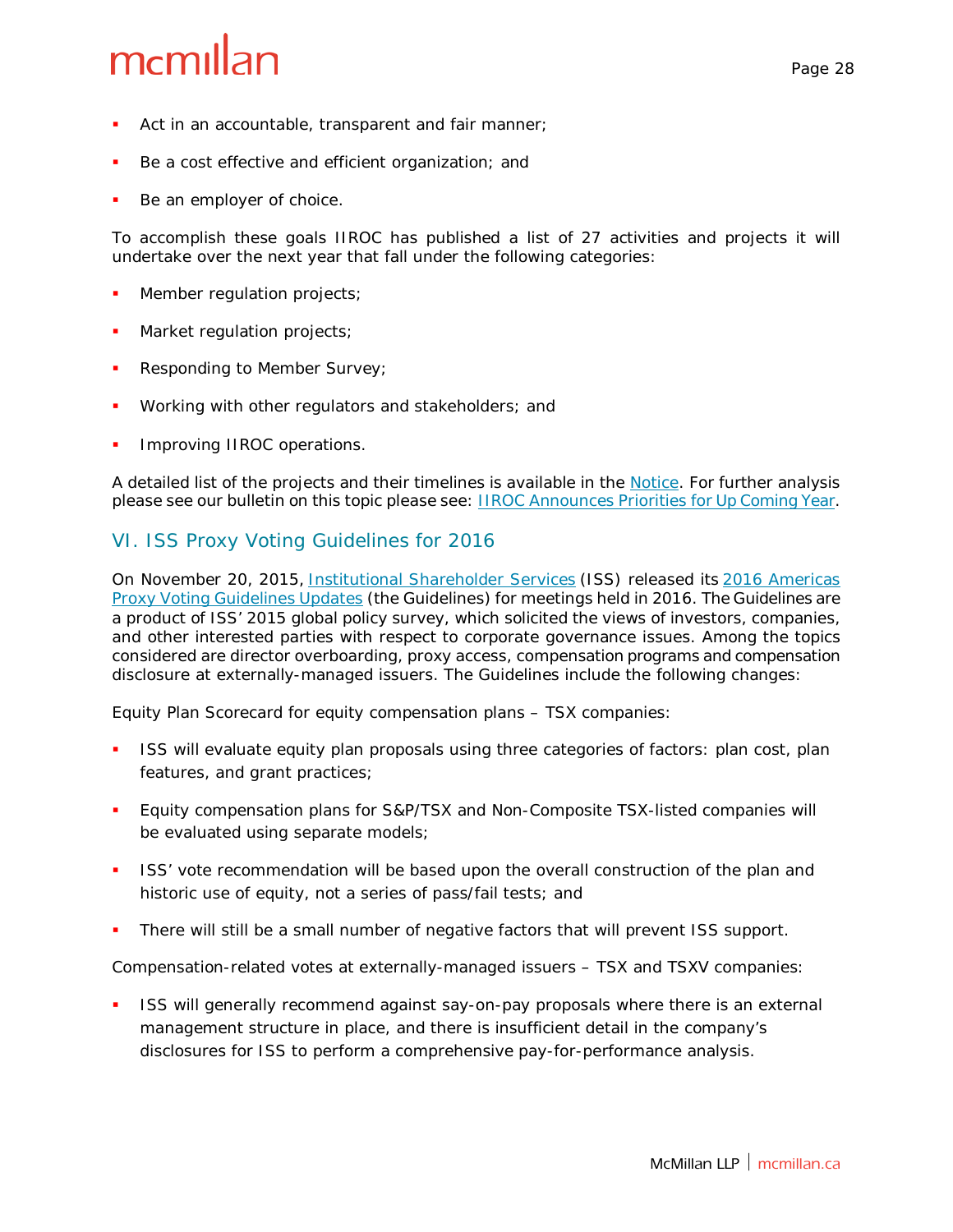- Act in an accountable, transparent and fair manner;
- Be a cost effective and efficient organization; and
- Be an employer of choice.

To accomplish these goals IIROC has published a list of 27 activities and projects it will undertake over the next year that fall under the following categories:

- Member regulation projects;
- Market regulation projects;
- Responding to Member Survey;
- Working with other regulators and stakeholders; and
- Improving IIROC operations.

A detailed list of the projects and their timelines is available in the Notice. For further analysis please see our bulletin on this topic please see: IIROC Announces Priorities for Up Coming Year.

## VI. ISS Proxy Voting Guidelines for 2016

On November 20, 2015, Institutional Shareholder Services (ISS) released its 2016 Americas Proxy Voting Guidelines Updates (the Guidelines) for meetings held in 2016. The Guidelines are a product of ISS' 2015 global policy survey, which solicited the views of investors, companies, and other interested parties with respect to corporate governance issues. Among the topics considered are director overboarding, proxy access, compensation programs and compensation disclosure at externally-managed issuers. The Guidelines include the following changes:

Equity Plan Scorecard for equity compensation plans – TSX companies:

- ISS will evaluate equity plan proposals using three categories of factors: plan cost, plan features, and grant practices;
- Equity compensation plans for S&P/TSX and Non-Composite TSX-listed companies will be evaluated using separate models;
- ISS' vote recommendation will be based upon the overall construction of the plan and historic use of equity, not a series of pass/fail tests; and
- There will still be a small number of negative factors that will prevent ISS support.

Compensation-related votes at externally-managed issuers – TSX and TSXV companies:

- ISS will generally recommend against say-on-pay proposals where there is an external management structure in place, and there is insufficient detail in the company's disclosures for ISS to perform a comprehensive pay-for-performance analysis.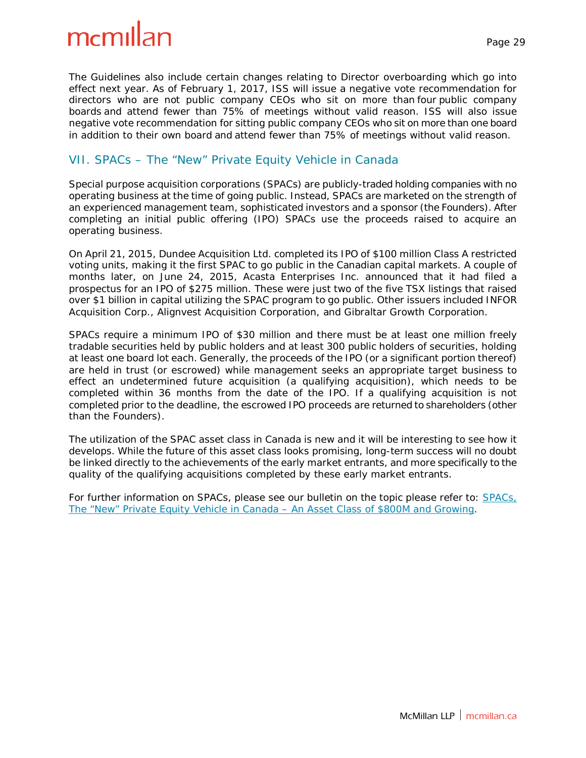The Guidelines also include certain changes relating to Director overboarding which go into effect next year. As of February 1, 2017, ISS will issue a negative vote recommendation for directors who are not public company CEOs who sit on more than four public company boards and attend fewer than 75% of meetings without valid reason. ISS will also issue negative vote recommendation for sitting public company CEOs who sit on more than one board in addition to their own board and attend fewer than 75% of meetings without valid reason.

## VII. SPACs – The "New" Private Equity Vehicle in Canada

Special purpose acquisition corporations (SPACs) are publicly-traded holding companies with no operating business at the time of going public. Instead, SPACs are marketed on the strength of an experienced management team, sophisticated investors and a sponsor (the Founders). After completing an initial public offering (IPO) SPACs use the proceeds raised to acquire an operating business.

On April 21, 2015, Dundee Acquisition Ltd. completed its IPO of $100 million Class A restricted voting units, making it the first SPAC to go public in the Canadian capital markets. A couple of months later, on June 24, 2015, Acasta Enterprises Inc. announced that it had filed a prospectus for an IPO of $275 million. These were just two of the five TSX listings that raised over $1 billion in capital utilizing the SPAC program to go public. Other issuers included INFOR Acquisition Corp., Alignvest Acquisition Corporation, and Gibraltar Growth Corporation.

SPACs require a minimum IPO of $30 million and there must be at least one million freely tradable securities held by public holders and at least 300 public holders of securities, holding at least one board lot each. Generally, the proceeds of the IPO (or a significant portion thereof) are held in trust (or escrowed) while management seeks an appropriate target business to effect an undetermined future acquisition (a qualifying acquisition), which needs to be completed within 36 months from the date of the IPO. If a qualifying acquisition is not completed prior to the deadline, the escrowed IPO proceeds are returned to shareholders (other than the Founders).

The utilization of the SPAC asset class in Canada is new and it will be interesting to see how it develops. While the future of this asset class looks promising, long-term success will no doubt be linked directly to the achievements of the early market entrants, and more specifically to the quality of the qualifying acquisitions completed by these early market entrants.

For further information on SPACs, please see our bulletin on the topic please refer to: SPACs, The "New" Private Equity Vehicle in Canada – An Asset Class of $800M and Growing.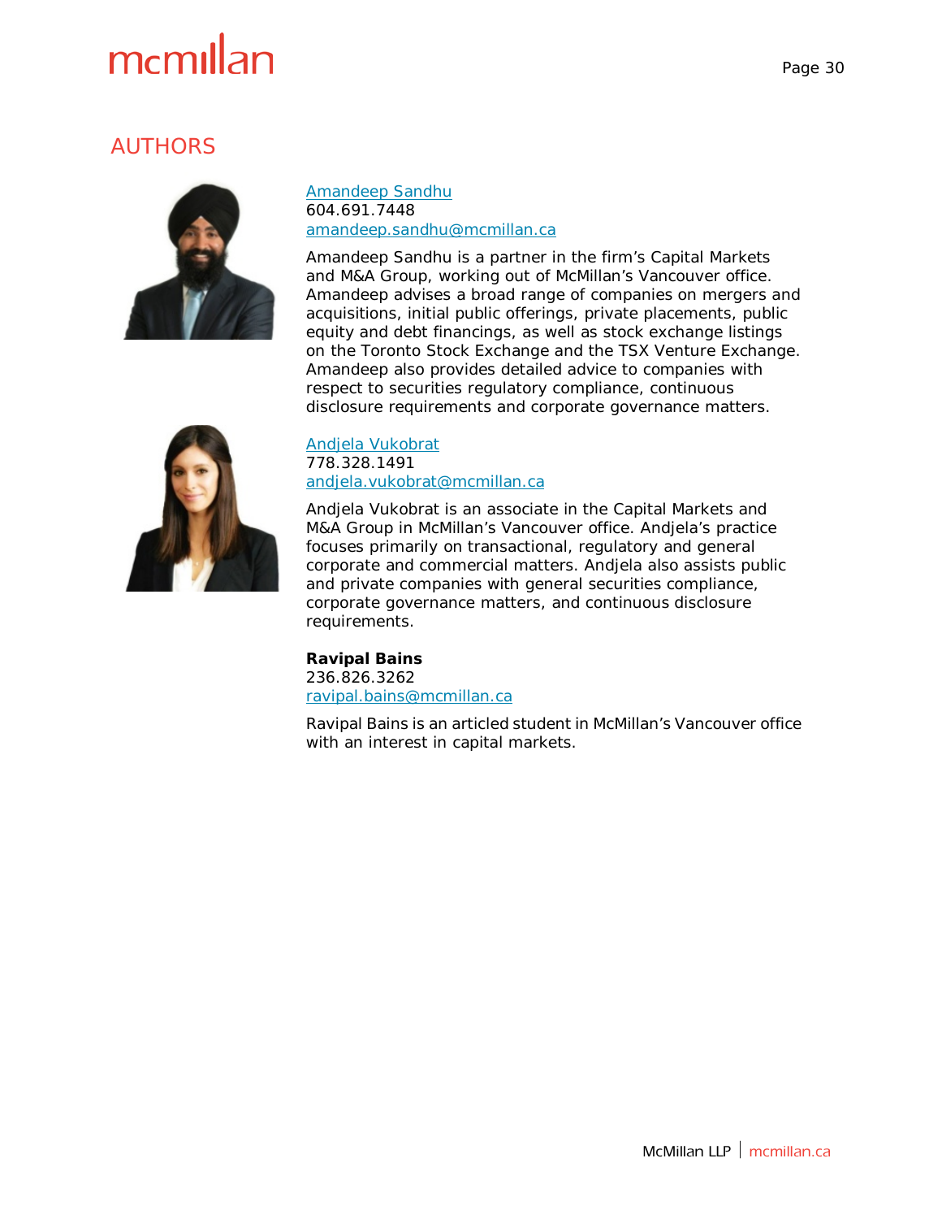## AUTHORS

[Amandeep Sandhu](#)
604.691.7448
[amandeep.sandhu@mcmillan.ca](mailto:amandeep.sandhu@mcmillan.ca)

Amandeep Sandhu is a partner in the firm's Capital Markets and M&A Group, working out of McMillan's Vancouver office. Amandeep advises a broad range of companies on mergers and acquisitions, initial public offerings, private placements, public equity and debt financings, as well as stock exchange listings on the Toronto Stock Exchange and the TSX Venture Exchange. Amandeep also provides detailed advice to companies with respect to securities regulatory compliance, continuous disclosure requirements and corporate governance matters.

[Andjela Vukobrat](#)
778.328.1491
[andjela.vukobrat@mcmillan.ca](mailto:andjela.vukobrat@mcmillan.ca)

Andjela Vukobrat is an associate in the Capital Markets and M&A Group in McMillan's Vancouver office. Andjela's practice focuses primarily on transactional, regulatory and general corporate and commercial matters. Andjela also assists public and private companies with general securities compliance, corporate governance matters, and continuous disclosure requirements.

**Ravipal Bains**
236.826.3262
[ravipal.bains@mcmillan.ca](mailto:ravipal.bains@mcmillan.ca)

Ravipal Bains is an articled student in McMillan's Vancouver office with an interest in capital markets.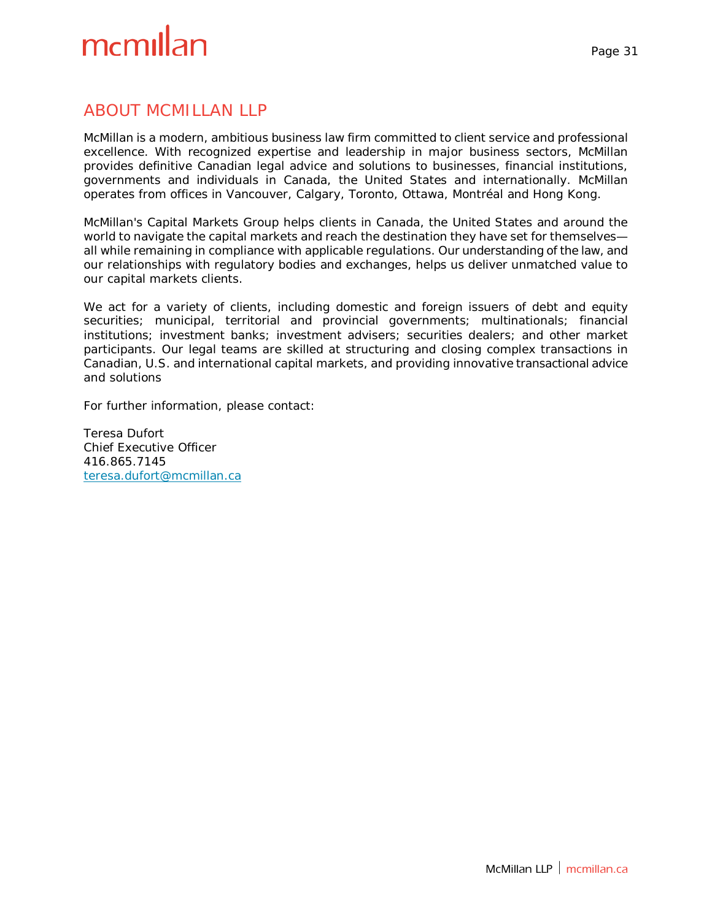## ABOUT MCMILLAN LLP

McMillan is a modern, ambitious business law firm committed to client service and professional excellence. With recognized expertise and leadership in major business sectors, McMillan provides definitive Canadian legal advice and solutions to businesses, financial institutions, governments and individuals in Canada, the United States and internationally. McMillan operates from offices in Vancouver, Calgary, Toronto, Ottawa, Montréal and Hong Kong.

McMillan's Capital Markets Group helps clients in Canada, the United States and around the world to navigate the capital markets and reach the destination they have set for themselves—all while remaining in compliance with applicable regulations. Our understanding of the law, and our relationships with regulatory bodies and exchanges, helps us deliver unmatched value to our capital markets clients.

We act for a variety of clients, including domestic and foreign issuers of debt and equity securities; municipal, territorial and provincial governments; multinationals; financial institutions; investment banks; investment advisers; securities dealers; and other market participants. Our legal teams are skilled at structuring and closing complex transactions in Canadian, U.S. and international capital markets, and providing innovative transactional advice and solutions

For further information, please contact:

Teresa Dufort
Chief Executive Officer
416.865.7145
teresa.dufort@mcmillan.ca